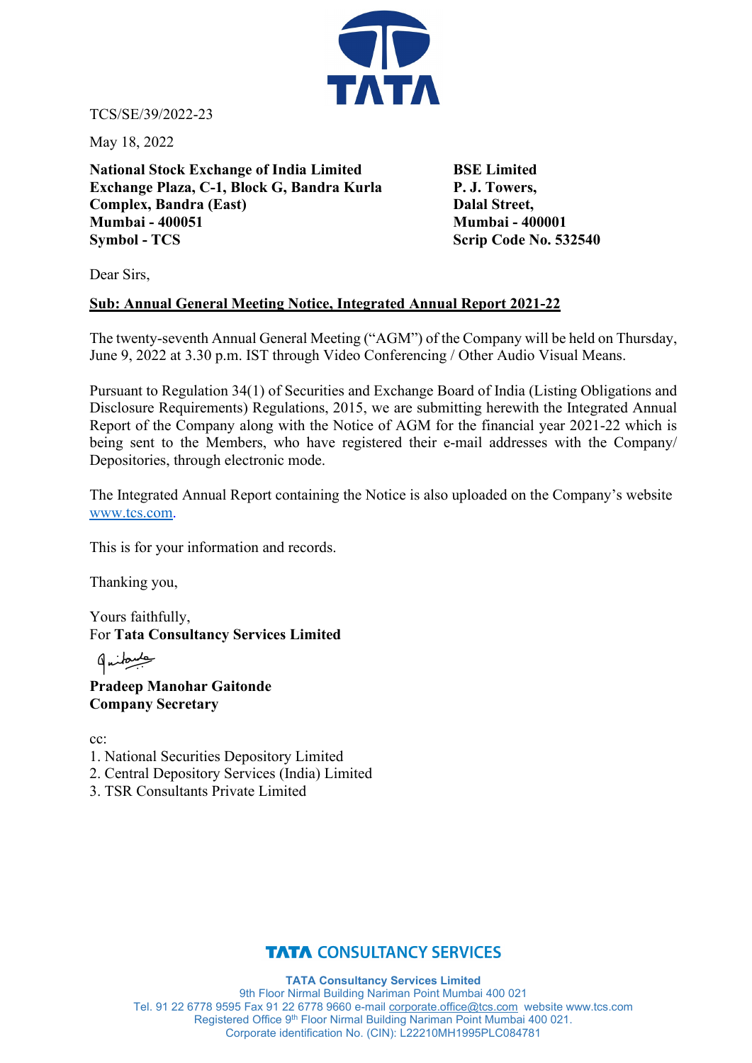TCS/SE/39/2022-23

May 18, 2022

**National Stock Exchange of India Limited**
**Exchange Plaza, C-1, Block G, Bandra Kurla Complex, Bandra (East)**
**Mumbai - 400051**
**Symbol - TCS**

**BSE Limited**
**P. J. Towers,**
**Dalal Street,**
**Mumbai - 400001**
**Scrip Code No. 532540**

Dear Sirs,

**<u>Sub: Annual General Meeting Notice, Integrated Annual Report 2021-22</u>**

The twenty-seventh Annual General Meeting ("AGM") of the Company will be held on Thursday, June 9, 2022 at 3.30 p.m. IST through Video Conferencing / Other Audio Visual Means.

Pursuant to Regulation 34(1) of Securities and Exchange Board of India (Listing Obligations and Disclosure Requirements) Regulations, 2015, we are submitting herewith the Integrated Annual Report of the Company along with the Notice of AGM for the financial year 2021-22 which is being sent to the Members, who have registered their e-mail addresses with the Company/ Depositories, through electronic mode.

The Integrated Annual Report containing the Notice is also uploaded on the Company's website www.tcs.com.

This is for your information and records.

Thanking you,

Yours faithfully,
For **Tata Consultancy Services Limited**

**Pradeep Manohar Gaitonde**
**Company Secretary**

cc:
1. National Securities Depository Limited
2. Central Depository Services (India) Limited
3. TSR Consultants Private Limited

**TATA CONSULTANCY SERVICES**

**TATA Consultancy Services Limited**
9th Floor Nirmal Building Nariman Point Mumbai 400 021
Tel. 91 22 6778 9595 Fax 91 22 6778 9660 e-mail corporate.office@tcs.com website www.tcs.com
Registered Office 9th Floor Nirmal Building Nariman Point Mumbai 400 021.
Corporate identification No. (CIN): L22210MH1995PLC084781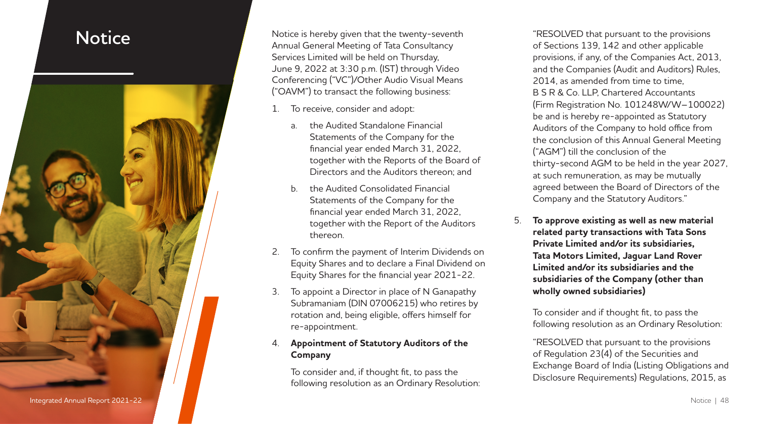# Notice

Notice is hereby given that the twenty-seventh Annual General Meeting of Tata Consultancy Services Limited will be held on Thursday, June 9, 2022 at 3:30 p.m. (IST) through Video Conferencing ("VC")/Other Audio Visual Means ("OAVM") to transact the following business:

1. To receive, consider and adopt:
   a. the Audited Standalone Financial Statements of the Company for the financial year ended March 31, 2022, together with the Reports of the Board of Directors and the Auditors thereon; and
   b. the Audited Consolidated Financial Statements of the Company for the financial year ended March 31, 2022, together with the Report of the Auditors thereon.
2. To confirm the payment of Interim Dividends on Equity Shares and to declare a Final Dividend on Equity Shares for the financial year 2021-22.
3. To appoint a Director in place of N Ganapathy Subramaniam (DIN 07006215) who retires by rotation and, being eligible, offers himself for re-appointment.
4. **Appointment of Statutory Auditors of the Company**

   To consider and, if thought fit, to pass the following resolution as an Ordinary Resolution:

   "RESOLVED that pursuant to the provisions of Sections 139, 142 and other applicable provisions, if any, of the Companies Act, 2013, and the Companies (Audit and Auditors) Rules, 2014, as amended from time to time, B S R & Co. LLP, Chartered Accountants (Firm Registration No. 101248W/W–100022) be and is hereby re-appointed as Statutory Auditors of the Company to hold office from the conclusion of this Annual General Meeting ("AGM") till the conclusion of the thirty-second AGM to be held in the year 2027, at such remuneration, as may be mutually agreed between the Board of Directors of the Company and the Statutory Auditors."
5. **To approve existing as well as new material related party transactions with Tata Sons Private Limited and/or its subsidiaries, Tata Motors Limited, Jaguar Land Rover Limited and/or its subsidiaries and the subsidiaries of the Company (other than wholly owned subsidiaries)**

   To consider and if thought fit, to pass the following resolution as an Ordinary Resolution:

   "RESOLVED that pursuant to the provisions of Regulation 23(4) of the Securities and Exchange Board of India (Listing Obligations and Disclosure Requirements) Regulations, 2015, as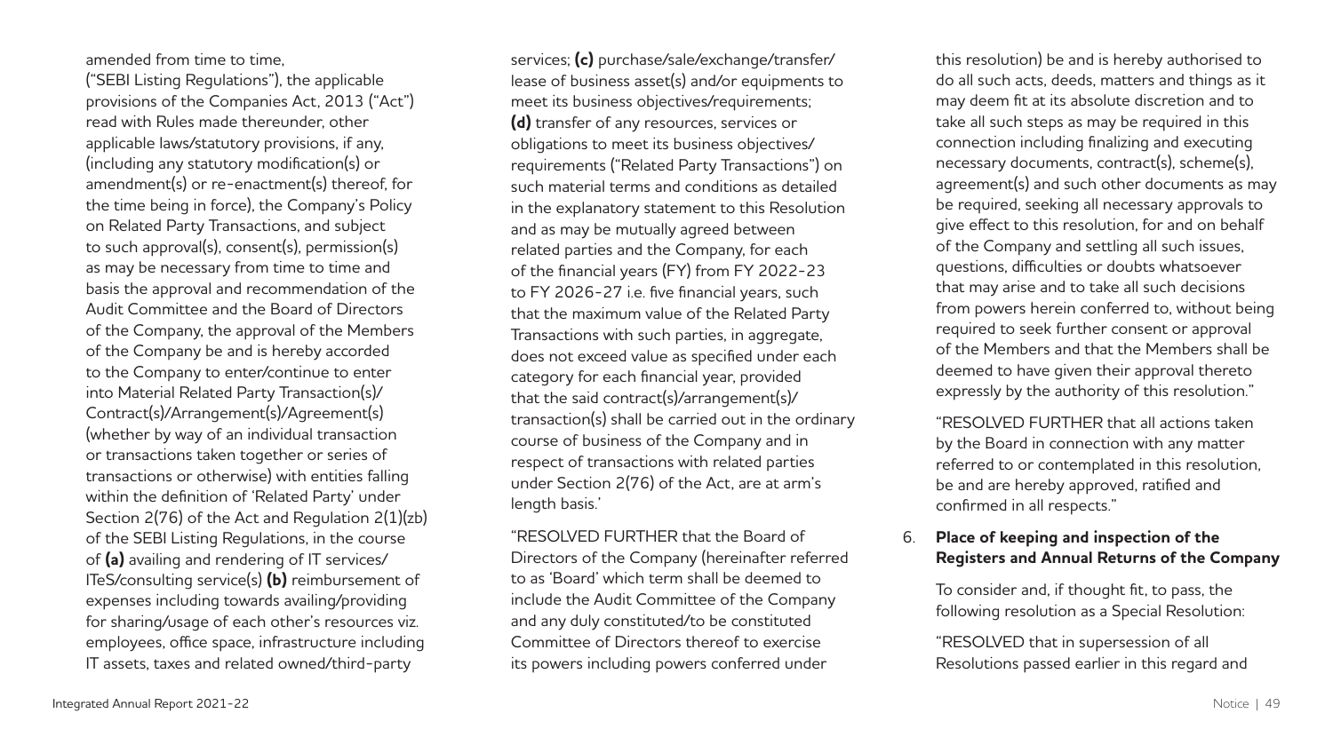amended from time to time, ("SEBI Listing Regulations"), the applicable provisions of the Companies Act, 2013 ("Act") read with Rules made thereunder, other applicable laws/statutory provisions, if any, (including any statutory modification(s) or amendment(s) or re-enactment(s) thereof, for the time being in force), the Company's Policy on Related Party Transactions, and subject to such approval(s), consent(s), permission(s) as may be necessary from time to time and basis the approval and recommendation of the Audit Committee and the Board of Directors of the Company, the approval of the Members of the Company be and is hereby accorded to the Company to enter/continue to enter into Material Related Party Transaction(s)/ Contract(s)/Arrangement(s)/Agreement(s) (whether by way of an individual transaction or transactions taken together or series of transactions or otherwise) with entities falling within the definition of 'Related Party' under Section 2(76) of the Act and Regulation 2(1)(zb) of the SEBI Listing Regulations, in the course of **(a)** availing and rendering of IT services/ ITeS/consulting service(s) **(b)** reimbursement of expenses including towards availing/providing for sharing/usage of each other's resources viz. employees, office space, infrastructure including IT assets, taxes and related owned/third-party services; **(c)** purchase/sale/exchange/transfer/ lease of business asset(s) and/or equipments to meet its business objectives/requirements; **(d)** transfer of any resources, services or obligations to meet its business objectives/ requirements ("Related Party Transactions") on such material terms and conditions as detailed in the explanatory statement to this Resolution and as may be mutually agreed between related parties and the Company, for each of the financial years (FY) from FY 2022-23 to FY 2026-27 i.e. five financial years, such that the maximum value of the Related Party Transactions with such parties, in aggregate, does not exceed value as specified under each category for each financial year, provided that the said contract(s)/arrangement(s)/ transaction(s) shall be carried out in the ordinary course of business of the Company and in respect of transactions with related parties under Section 2(76) of the Act, are at arm's length basis.'

"RESOLVED FURTHER that the Board of Directors of the Company (hereinafter referred to as 'Board' which term shall be deemed to include the Audit Committee of the Company and any duly constituted/to be constituted Committee of Directors thereof to exercise its powers including powers conferred under this resolution) be and is hereby authorised to do all such acts, deeds, matters and things as it may deem fit at its absolute discretion and to take all such steps as may be required in this connection including finalizing and executing necessary documents, contract(s), scheme(s), agreement(s) and such other documents as may be required, seeking all necessary approvals to give effect to this resolution, for and on behalf of the Company and settling all such issues, questions, difficulties or doubts whatsoever that may arise and to take all such decisions from powers herein conferred to, without being required to seek further consent or approval of the Members and that the Members shall be deemed to have given their approval thereto expressly by the authority of this resolution."

"RESOLVED FURTHER that all actions taken by the Board in connection with any matter referred to or contemplated in this resolution, be and are hereby approved, ratified and confirmed in all respects."

6. **Place of keeping and inspection of the Registers and Annual Returns of the Company**

To consider and, if thought fit, to pass, the following resolution as a Special Resolution:

"RESOLVED that in supersession of all Resolutions passed earlier in this regard and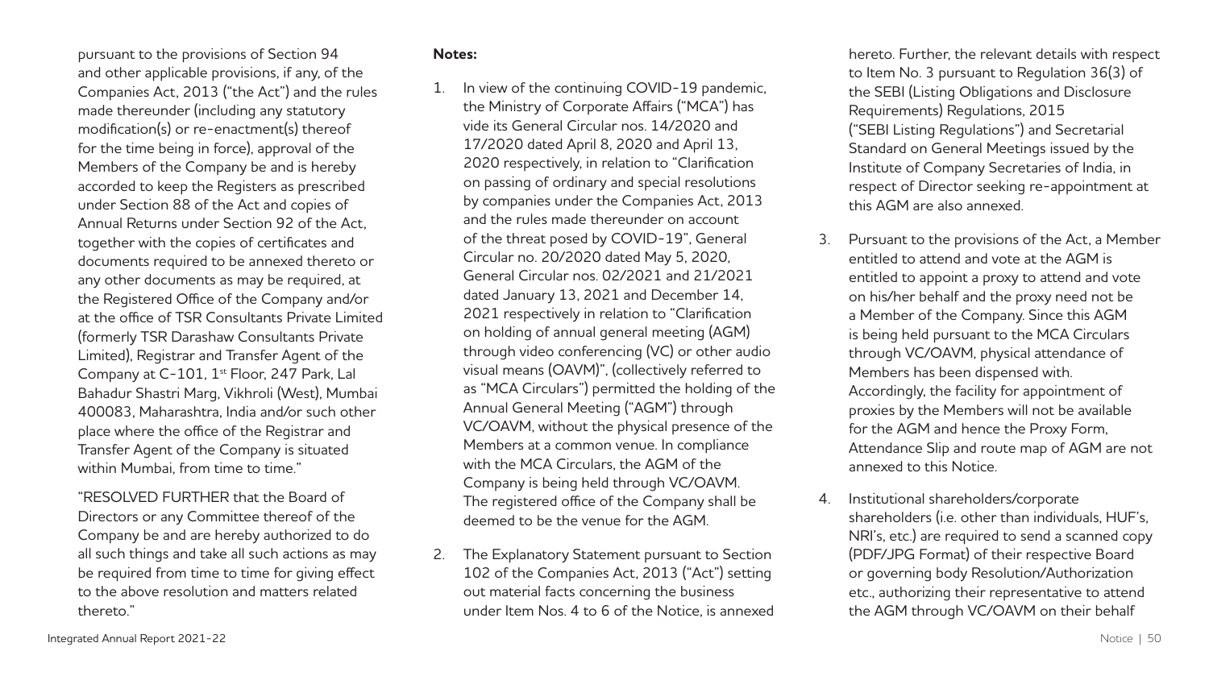pursuant to the provisions of Section 94 and other applicable provisions, if any, of the Companies Act, 2013 ("the Act") and the rules made thereunder (including any statutory modification(s) or re-enactment(s) thereof for the time being in force), approval of the Members of the Company be and is hereby accorded to keep the Registers as prescribed under Section 88 of the Act and copies of Annual Returns under Section 92 of the Act, together with the copies of certificates and documents required to be annexed thereto or any other documents as may be required, at the Registered Office of the Company and/or at the office of TSR Consultants Private Limited (formerly TSR Darashaw Consultants Private Limited), Registrar and Transfer Agent of the Company at C-101, 1st Floor, 247 Park, Lal Bahadur Shastri Marg, Vikhroli (West), Mumbai 400083, Maharashtra, India and/or such other place where the office of the Registrar and Transfer Agent of the Company is situated within Mumbai, from time to time."

"RESOLVED FURTHER that the Board of Directors or any Committee thereof of the Company be and are hereby authorized to do all such things and take all such actions as may be required from time to time for giving effect to the above resolution and matters related thereto."

**Notes:**

1. In view of the continuing COVID-19 pandemic, the Ministry of Corporate Affairs ("MCA") has vide its General Circular nos. 14/2020 and 17/2020 dated April 8, 2020 and April 13, 2020 respectively, in relation to "Clarification on passing of ordinary and special resolutions by companies under the Companies Act, 2013 and the rules made thereunder on account of the threat posed by COVID-19", General Circular no. 20/2020 dated May 5, 2020, General Circular nos. 02/2021 and 21/2021 dated January 13, 2021 and December 14, 2021 respectively in relation to "Clarification on holding of annual general meeting (AGM) through video conferencing (VC) or other audio visual means (OAVM)", (collectively referred to as "MCA Circulars") permitted the holding of the Annual General Meeting ("AGM") through VC/OAVM, without the physical presence of the Members at a common venue. In compliance with the MCA Circulars, the AGM of the Company is being held through VC/OAVM. The registered office of the Company shall be deemed to be the venue for the AGM.

2. The Explanatory Statement pursuant to Section 102 of the Companies Act, 2013 ("Act") setting out material facts concerning the business under Item Nos. 4 to 6 of the Notice, is annexed hereto. Further, the relevant details with respect to Item No. 3 pursuant to Regulation 36(3) of the SEBI (Listing Obligations and Disclosure Requirements) Regulations, 2015 ("SEBI Listing Regulations") and Secretarial Standard on General Meetings issued by the Institute of Company Secretaries of India, in respect of Director seeking re-appointment at this AGM are also annexed.

3. Pursuant to the provisions of the Act, a Member entitled to attend and vote at the AGM is entitled to appoint a proxy to attend and vote on his/her behalf and the proxy need not be a Member of the Company. Since this AGM is being held pursuant to the MCA Circulars through VC/OAVM, physical attendance of Members has been dispensed with. Accordingly, the facility for appointment of proxies by the Members will not be available for the AGM and hence the Proxy Form, Attendance Slip and route map of AGM are not annexed to this Notice.

4. Institutional shareholders/corporate shareholders (i.e. other than individuals, HUF's, NRI's, etc.) are required to send a scanned copy (PDF/JPG Format) of their respective Board or governing body Resolution/Authorization etc., authorizing their representative to attend the AGM through VC/OAVM on their behalf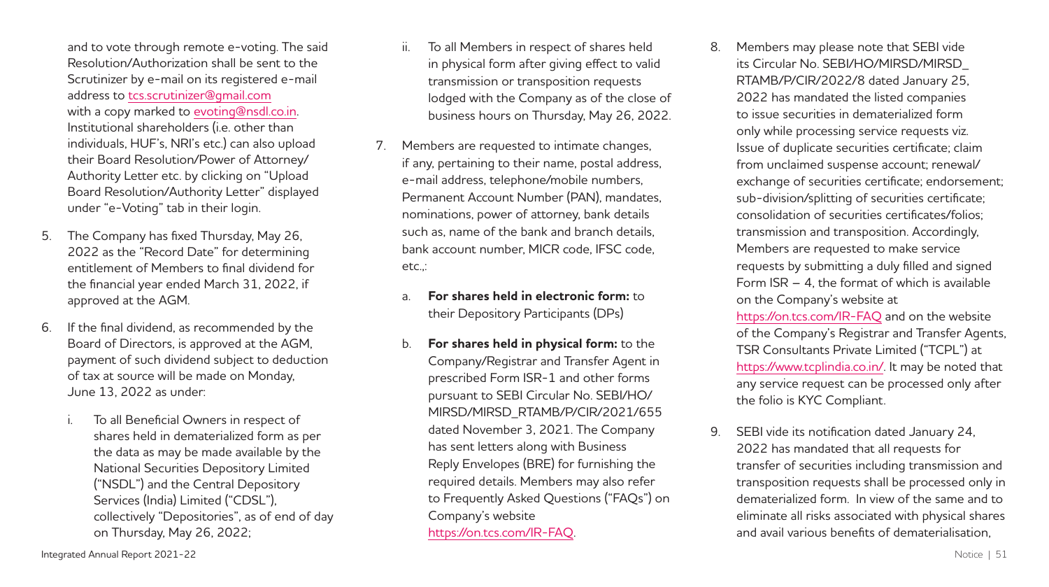and to vote through remote e-voting. The said Resolution/Authorization shall be sent to the Scrutinizer by e-mail on its registered e-mail address to tcs.scrutinizer@gmail.com with a copy marked to evoting@nsdl.co.in. Institutional shareholders (i.e. other than individuals, HUF's, NRI's etc.) can also upload their Board Resolution/Power of Attorney/ Authority Letter etc. by clicking on "Upload Board Resolution/Authority Letter" displayed under "e-Voting" tab in their login.

5. The Company has fixed Thursday, May 26, 2022 as the "Record Date" for determining entitlement of Members to final dividend for the financial year ended March 31, 2022, if approved at the AGM.

6. If the final dividend, as recommended by the Board of Directors, is approved at the AGM, payment of such dividend subject to deduction of tax at source will be made on Monday, June 13, 2022 as under:

   i. To all Beneficial Owners in respect of shares held in dematerialized form as per the data as may be made available by the National Securities Depository Limited ("NSDL") and the Central Depository Services (India) Limited ("CDSL"), collectively "Depositories", as of end of day on Thursday, May 26, 2022;

   ii. To all Members in respect of shares held in physical form after giving effect to valid transmission or transposition requests lodged with the Company as of the close of business hours on Thursday, May 26, 2022.

7. Members are requested to intimate changes, if any, pertaining to their name, postal address, e-mail address, telephone/mobile numbers, Permanent Account Number (PAN), mandates, nominations, power of attorney, bank details such as, name of the bank and branch details, bank account number, MICR code, IFSC code, etc.,:

   a. **For shares held in electronic form:** to their Depository Participants (DPs)

   b. **For shares held in physical form:** to the Company/Registrar and Transfer Agent in prescribed Form ISR-1 and other forms pursuant to SEBI Circular No. SEBI/HO/MIRSD/MIRSD_RTAMB/P/CIR/2021/655 dated November 3, 2021. The Company has sent letters along with Business Reply Envelopes (BRE) for furnishing the required details. Members may also refer to Frequently Asked Questions ("FAQs") on Company's website https://on.tcs.com/IR-FAQ.

8. Members may please note that SEBI vide its Circular No. SEBI/HO/MIRSD/MIRSD_RTAMB/P/CIR/2022/8 dated January 25, 2022 has mandated the listed companies to issue securities in dematerialized form only while processing service requests viz. Issue of duplicate securities certificate; claim from unclaimed suspense account; renewal/exchange of securities certificate; endorsement; sub-division/splitting of securities certificate; consolidation of securities certificates/folios; transmission and transposition. Accordingly, Members are requested to make service requests by submitting a duly filled and signed Form ISR – 4, the format of which is available on the Company's website at https://on.tcs.com/IR-FAQ and on the website of the Company's Registrar and Transfer Agents, TSR Consultants Private Limited ("TCPL") at https://www.tcplindia.co.in/. It may be noted that any service request can be processed only after the folio is KYC Compliant.

9. SEBI vide its notification dated January 24, 2022 has mandated that all requests for transfer of securities including transmission and transposition requests shall be processed only in dematerialized form. In view of the same and to eliminate all risks associated with physical shares and avail various benefits of dematerialisation,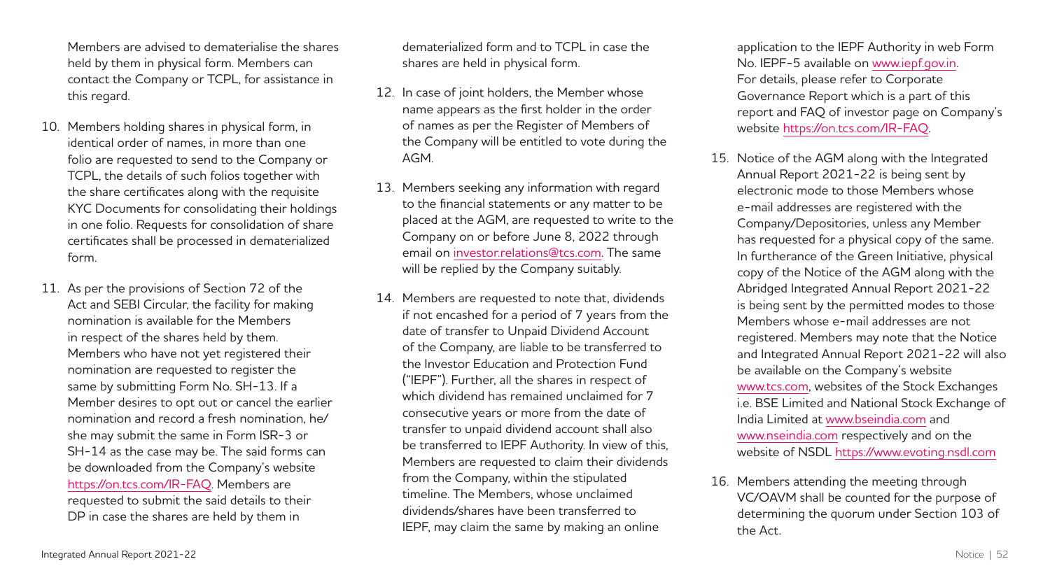Members are advised to dematerialise the shares held by them in physical form. Members can contact the Company or TCPL, for assistance in this regard.

10. Members holding shares in physical form, in identical order of names, in more than one folio are requested to send to the Company or TCPL, the details of such folios together with the share certificates along with the requisite KYC Documents for consolidating their holdings in one folio. Requests for consolidation of share certificates shall be processed in dematerialized form.

11. As per the provisions of Section 72 of the Act and SEBI Circular, the facility for making nomination is available for the Members in respect of the shares held by them. Members who have not yet registered their nomination are requested to register the same by submitting Form No. SH-13. If a Member desires to opt out or cancel the earlier nomination and record a fresh nomination, he/she may submit the same in Form ISR-3 or SH-14 as the case may be. The said forms can be downloaded from the Company's website https://on.tcs.com/IR-FAQ. Members are requested to submit the said details to their DP in case the shares are held by them in dematerialized form and to TCPL in case the shares are held in physical form.

12. In case of joint holders, the Member whose name appears as the first holder in the order of names as per the Register of Members of the Company will be entitled to vote during the AGM.

13. Members seeking any information with regard to the financial statements or any matter to be placed at the AGM, are requested to write to the Company on or before June 8, 2022 through email on investor.relations@tcs.com. The same will be replied by the Company suitably.

14. Members are requested to note that, dividends if not encashed for a period of 7 years from the date of transfer to Unpaid Dividend Account of the Company, are liable to be transferred to the Investor Education and Protection Fund ("IEPF"). Further, all the shares in respect of which dividend has remained unclaimed for 7 consecutive years or more from the date of transfer to unpaid dividend account shall also be transferred to IEPF Authority. In view of this, Members are requested to claim their dividends from the Company, within the stipulated timeline. The Members, whose unclaimed dividends/shares have been transferred to IEPF, may claim the same by making an online application to the IEPF Authority in web Form No. IEPF-5 available on www.iepf.gov.in. For details, please refer to Corporate Governance Report which is a part of this report and FAQ of investor page on Company's website https://on.tcs.com/IR-FAQ.

15. Notice of the AGM along with the Integrated Annual Report 2021-22 is being sent by electronic mode to those Members whose e-mail addresses are registered with the Company/Depositories, unless any Member has requested for a physical copy of the same. In furtherance of the Green Initiative, physical copy of the Notice of the AGM along with the Abridged Integrated Annual Report 2021-22 is being sent by the permitted modes to those Members whose e-mail addresses are not registered. Members may note that the Notice and Integrated Annual Report 2021-22 will also be available on the Company's website www.tcs.com, websites of the Stock Exchanges i.e. BSE Limited and National Stock Exchange of India Limited at www.bseindia.com and www.nseindia.com respectively and on the website of NSDL https://www.evoting.nsdl.com

16. Members attending the meeting through VC/OAVM shall be counted for the purpose of determining the quorum under Section 103 of the Act.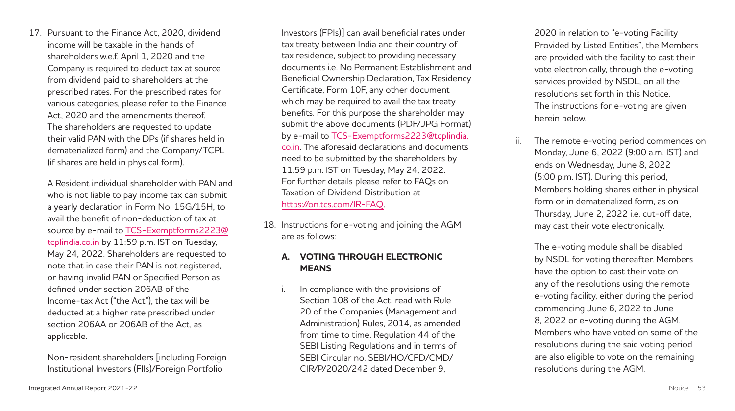17. Pursuant to the Finance Act, 2020, dividend income will be taxable in the hands of shareholders w.e.f. April 1, 2020 and the Company is required to deduct tax at source from dividend paid to shareholders at the prescribed rates. For the prescribed rates for various categories, please refer to the Finance Act, 2020 and the amendments thereof. The shareholders are requested to update their valid PAN with the DPs (if shares held in dematerialized form) and the Company/TCPL (if shares are held in physical form).

    A Resident individual shareholder with PAN and who is not liable to pay income tax can submit a yearly declaration in Form No. 15G/15H, to avail the benefit of non-deduction of tax at source by e-mail to TCS-Exemptforms2223@tcplindia.co.in by 11:59 p.m. IST on Tuesday, May 24, 2022. Shareholders are requested to note that in case their PAN is not registered, or having invalid PAN or Specified Person as defined under section 206AB of the Income-tax Act ("the Act"), the tax will be deducted at a higher rate prescribed under section 206AA or 206AB of the Act, as applicable.

    Non-resident shareholders [including Foreign Institutional Investors (FIIs)/Foreign Portfolio Investors (FPIs)] can avail beneficial rates under tax treaty between India and their country of tax residence, subject to providing necessary documents i.e. No Permanent Establishment and Beneficial Ownership Declaration, Tax Residency Certificate, Form 10F, any other document which may be required to avail the tax treaty benefits. For this purpose the shareholder may submit the above documents (PDF/JPG Format) by e-mail to TCS-Exemptforms2223@tcplindia.co.in. The aforesaid declarations and documents need to be submitted by the shareholders by 11:59 p.m. IST on Tuesday, May 24, 2022. For further details please refer to FAQs on Taxation of Dividend Distribution at https://on.tcs.com/IR-FAQ.

18. Instructions for e-voting and joining the AGM are as follows:

    **A. VOTING THROUGH ELECTRONIC MEANS**

    i. In compliance with the provisions of Section 108 of the Act, read with Rule 20 of the Companies (Management and Administration) Rules, 2014, as amended from time to time, Regulation 44 of the SEBI Listing Regulations and in terms of SEBI Circular no. SEBI/HO/CFD/CMD/CIR/P/2020/242 dated December 9, 2020 in relation to "e-voting Facility Provided by Listed Entities", the Members are provided with the facility to cast their vote electronically, through the e-voting services provided by NSDL, on all the resolutions set forth in this Notice. The instructions for e-voting are given herein below.

    ii. The remote e-voting period commences on Monday, June 6, 2022 (9:00 a.m. IST) and ends on Wednesday, June 8, 2022 (5:00 p.m. IST). During this period, Members holding shares either in physical form or in dematerialized form, as on Thursday, June 2, 2022 i.e. cut-off date, may cast their vote electronically.

       The e-voting module shall be disabled by NSDL for voting thereafter. Members have the option to cast their vote on any of the resolutions using the remote e-voting facility, either during the period commencing June 6, 2022 to June 8, 2022 or e-voting during the AGM. Members who have voted on some of the resolutions during the said voting period are also eligible to vote on the remaining resolutions during the AGM.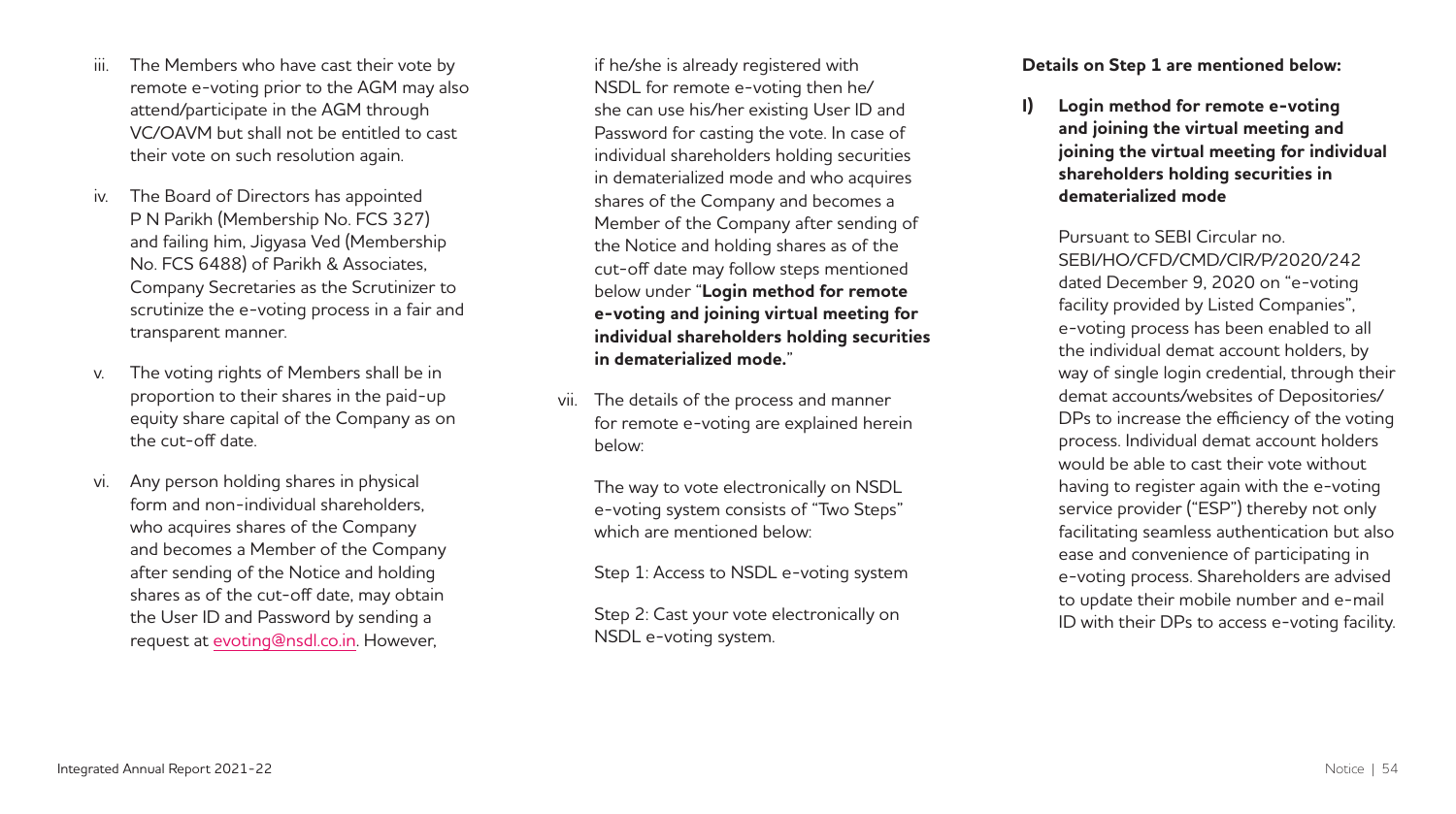iii. The Members who have cast their vote by remote e-voting prior to the AGM may also attend/participate in the AGM through VC/OAVM but shall not be entitled to cast their vote on such resolution again.

iv. The Board of Directors has appointed P N Parikh (Membership No. FCS 327) and failing him, Jigyasa Ved (Membership No. FCS 6488) of Parikh & Associates, Company Secretaries as the Scrutinizer to scrutinize the e-voting process in a fair and transparent manner.

v. The voting rights of Members shall be in proportion to their shares in the paid-up equity share capital of the Company as on the cut-off date.

vi. Any person holding shares in physical form and non-individual shareholders, who acquires shares of the Company and becomes a Member of the Company after sending of the Notice and holding shares as of the cut-off date, may obtain the User ID and Password by sending a request at evoting@nsdl.co.in. However, if he/she is already registered with NSDL for remote e-voting then he/she can use his/her existing User ID and Password for casting the vote. In case of individual shareholders holding securities in dematerialized mode and who acquires shares of the Company and becomes a Member of the Company after sending of the Notice and holding shares as of the cut-off date may follow steps mentioned below under "**Login method for remote e-voting and joining virtual meeting for individual shareholders holding securities in dematerialized mode.**"

vii. The details of the process and manner for remote e-voting are explained herein below:

The way to vote electronically on NSDL e-voting system consists of "Two Steps" which are mentioned below:

Step 1: Access to NSDL e-voting system

Step 2: Cast your vote electronically on NSDL e-voting system.

**Details on Step 1 are mentioned below:**

**I) Login method for remote e-voting and joining the virtual meeting and joining the virtual meeting for individual shareholders holding securities in dematerialized mode**

Pursuant to SEBI Circular no. SEBI/HO/CFD/CMD/CIR/P/2020/242 dated December 9, 2020 on "e-voting facility provided by Listed Companies", e-voting process has been enabled to all the individual demat account holders, by way of single login credential, through their demat accounts/websites of Depositories/DPs to increase the efficiency of the voting process. Individual demat account holders would be able to cast their vote without having to register again with the e-voting service provider ("ESP") thereby not only facilitating seamless authentication but also ease and convenience of participating in e-voting process. Shareholders are advised to update their mobile number and e-mail ID with their DPs to access e-voting facility.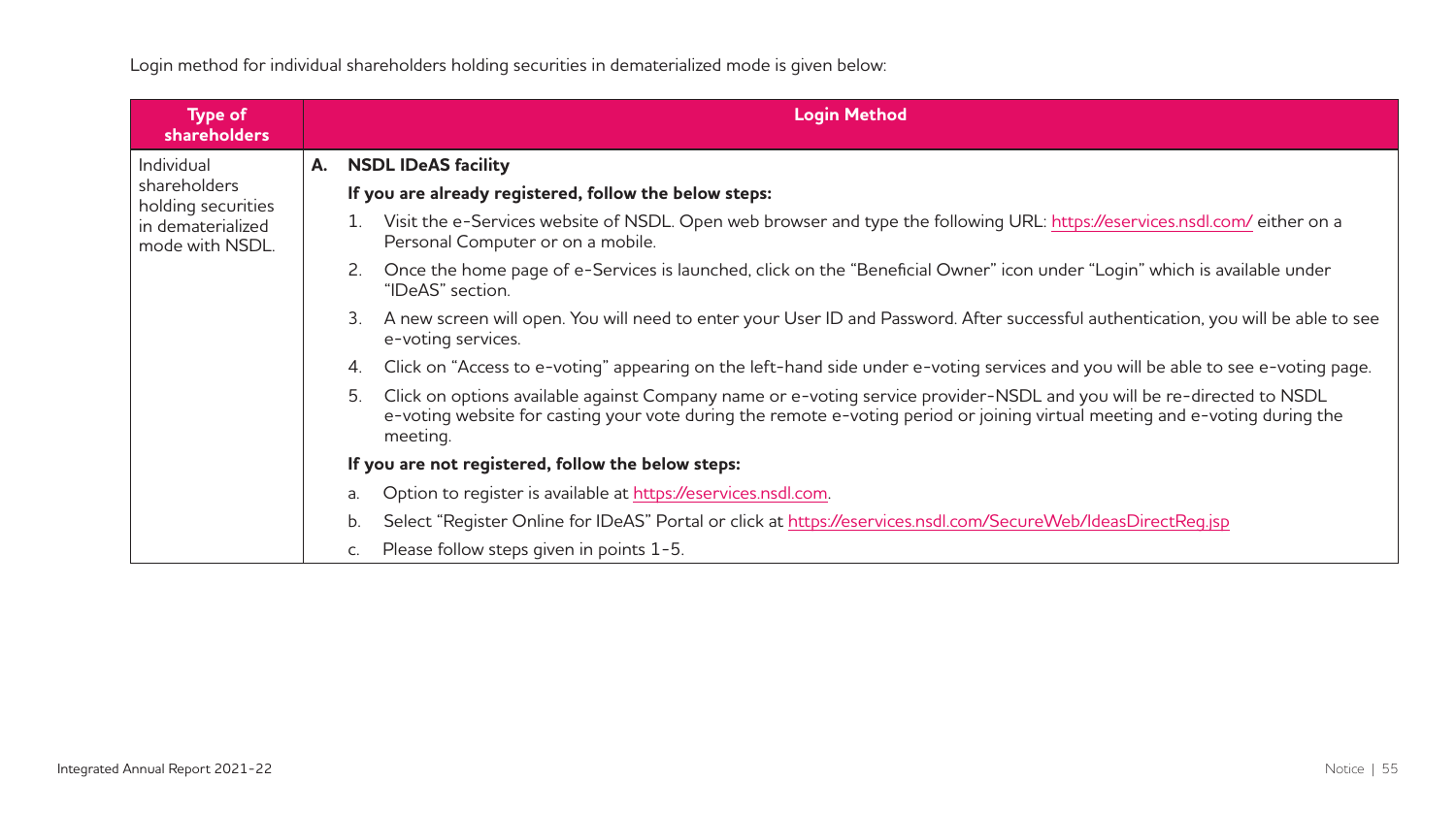Login method for individual shareholders holding securities in dematerialized mode is given below:

| Type of shareholders | Login Method |
| --- | --- |
| Individual shareholders holding securities in dematerialized mode with NSDL. | **A. NSDL IDeAS facility**<br><br>**If you are already registered, follow the below steps:**<br><br>1. Visit the e-Services website of NSDL. Open web browser and type the following URL: https://eservices.nsdl.com/ either on a Personal Computer or on a mobile.<br>2. Once the home page of e-Services is launched, click on the "Beneficial Owner" icon under "Login" which is available under "IDeAS" section.<br>3. A new screen will open. You will need to enter your User ID and Password. After successful authentication, you will be able to see e-voting services.<br>4. Click on "Access to e-voting" appearing on the left-hand side under e-voting services and you will be able to see e-voting page.<br>5. Click on options available against Company name or e-voting service provider-NSDL and you will be re-directed to NSDL e-voting website for casting your vote during the remote e-voting period or joining virtual meeting and e-voting during the meeting.<br><br>**If you are not registered, follow the below steps:**<br><br>a. Option to register is available at https://eservices.nsdl.com.<br>b. Select "Register Online for IDeAS" Portal or click at https://eservices.nsdl.com/SecureWeb/IdeasDirectReg.jsp<br>c. Please follow steps given in points 1-5. |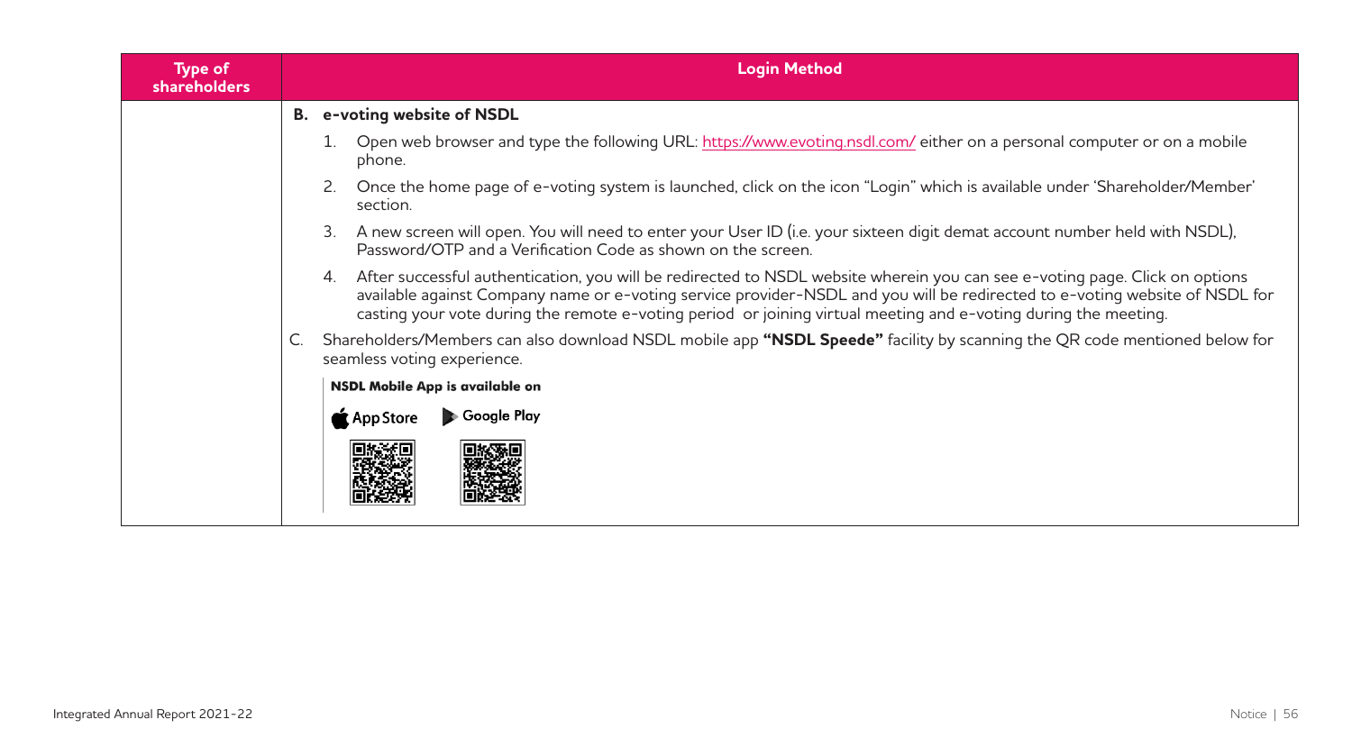| Type of shareholders | Login Method |
| --- | --- |
| | **B. e-voting website of NSDL**<br><br>1. Open web browser and type the following URL: https://www.evoting.nsdl.com/ either on a personal computer or on a mobile phone.<br>2. Once the home page of e-voting system is launched, click on the icon "Login" which is available under 'Shareholder/Member' section.<br>3. A new screen will open. You will need to enter your User ID (i.e. your sixteen digit demat account number held with NSDL), Password/OTP and a Verification Code as shown on the screen.<br>4. After successful authentication, you will be redirected to NSDL website wherein you can see e-voting page. Click on options available against Company name or e-voting service provider-NSDL and you will be redirected to e-voting website of NSDL for casting your vote during the remote e-voting period or joining virtual meeting and e-voting during the meeting.<br><br>C. Shareholders/Members can also download NSDL mobile app **"NSDL Speede"** facility by scanning the QR code mentioned below for seamless voting experience.<br><br>**NSDL Mobile App is available on**<br><br>App Store Google Play |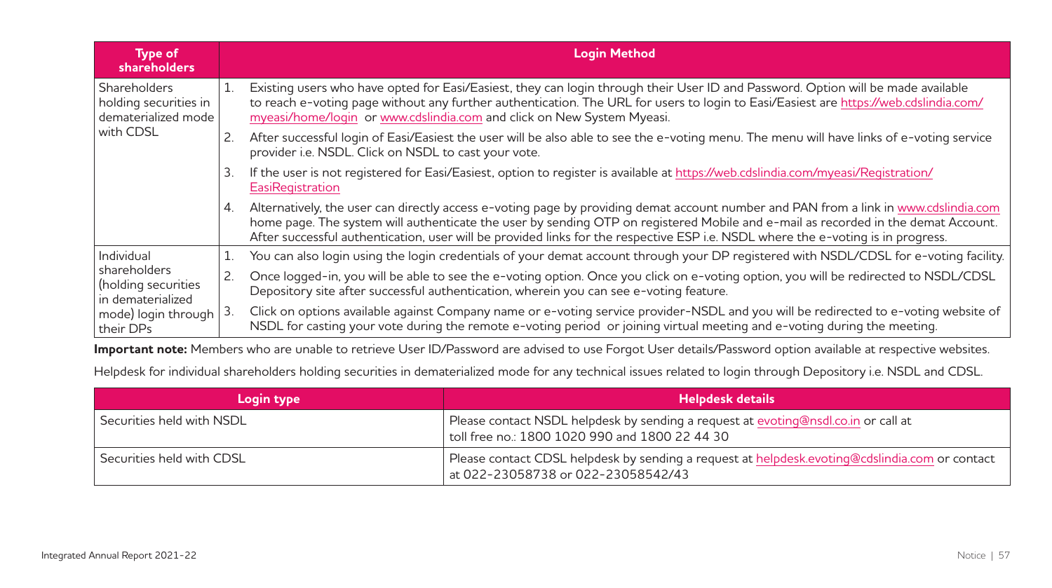| Type of shareholders | Login Method |
|---|---|
| Shareholders holding securities in dematerialized mode with CDSL | 1. Existing users who have opted for Easi/Easiest, they can login through their User ID and Password. Option will be made available to reach e-voting page without any further authentication. The URL for users to login to Easi/Easiest are https://web.cdslindia.com/myeasi/home/login or www.cdslindia.com and click on New System Myeasi.<br>2. After successful login of Easi/Easiest the user will be also able to see the e-voting menu. The menu will have links of e-voting service provider i.e. NSDL. Click on NSDL to cast your vote.<br>3. If the user is not registered for Easi/Easiest, option to register is available at https://web.cdslindia.com/myeasi/Registration/EasiRegistration<br>4. Alternatively, the user can directly access e-voting page by providing demat account number and PAN from a link in www.cdslindia.com home page. The system will authenticate the user by sending OTP on registered Mobile and e-mail as recorded in the demat Account. After successful authentication, user will be provided links for the respective ESP i.e. NSDL where the e-voting is in progress. |
| Individual shareholders (holding securities in dematerialized mode) login through their DPs | 1. You can also login using the login credentials of your demat account through your DP registered with NSDL/CDSL for e-voting facility.<br>2. Once logged-in, you will be able to see the e-voting option. Once you click on e-voting option, you will be redirected to NSDL/CDSL Depository site after successful authentication, wherein you can see e-voting feature.<br>3. Click on options available against Company name or e-voting service provider-NSDL and you will be redirected to e-voting website of NSDL for casting your vote during the remote e-voting period or joining virtual meeting and e-voting during the meeting. |

**Important note:** Members who are unable to retrieve User ID/Password are advised to use Forgot User details/Password option available at respective websites.

Helpdesk for individual shareholders holding securities in dematerialized mode for any technical issues related to login through Depository i.e. NSDL and CDSL.

| Login type | Helpdesk details |
|---|---|
| Securities held with NSDL | Please contact NSDL helpdesk by sending a request at evoting@nsdl.co.in or call at toll free no.: 1800 1020 990 and 1800 22 44 30 |
| Securities held with CDSL | Please contact CDSL helpdesk by sending a request at helpdesk.evoting@cdslindia.com or contact at 022-23058738 or 022-23058542/43 |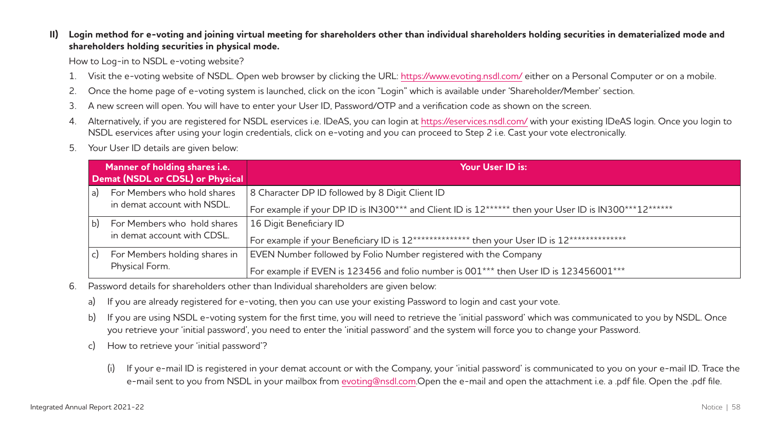**II) Login method for e-voting and joining virtual meeting for shareholders other than individual shareholders holding securities in dematerialized mode and shareholders holding securities in physical mode.**

How to Log-in to NSDL e-voting website?

1. Visit the e-voting website of NSDL. Open web browser by clicking the URL: https://www.evoting.nsdl.com/ either on a Personal Computer or on a mobile.
2. Once the home page of e-voting system is launched, click on the icon "Login" which is available under 'Shareholder/Member' section.
3. A new screen will open. You will have to enter your User ID, Password/OTP and a verification code as shown on the screen.
4. Alternatively, if you are registered for NSDL eservices i.e. IDeAS, you can login at https://eservices.nsdl.com/ with your existing IDeAS login. Once you login to NSDL eservices after using your login credentials, click on e-voting and you can proceed to Step 2 i.e. Cast your vote electronically.
5. Your User ID details are given below:

| Manner of holding shares i.e. Demat (NSDL or CDSL) or Physical | Your User ID is: |
|---|---|
| a) For Members who hold shares in demat account with NSDL. | 8 Character DP ID followed by 8 Digit Client ID<br>For example if your DP ID is IN300*** and Client ID is 12****** then your User ID is IN300***12****** |
| b) For Members who hold shares in demat account with CDSL. | 16 Digit Beneficiary ID<br>For example if your Beneficiary ID is 12************** then your User ID is 12************** |
| c) For Members holding shares in Physical Form. | EVEN Number followed by Folio Number registered with the Company<br>For example if EVEN is 123456 and folio number is 001*** then User ID is 123456001*** |

6. Password details for shareholders other than Individual shareholders are given below:
   a) If you are already registered for e-voting, then you can use your existing Password to login and cast your vote.
   b) If you are using NSDL e-voting system for the first time, you will need to retrieve the 'initial password' which was communicated to you by NSDL. Once you retrieve your 'initial password', you need to enter the 'initial password' and the system will force you to change your Password.
   c) How to retrieve your 'initial password'?
      (i) If your e-mail ID is registered in your demat account or with the Company, your 'initial password' is communicated to you on your e-mail ID. Trace the e-mail sent to you from NSDL in your mailbox from evoting@nsdl.com.Open the e-mail and open the attachment i.e. a .pdf file. Open the .pdf file.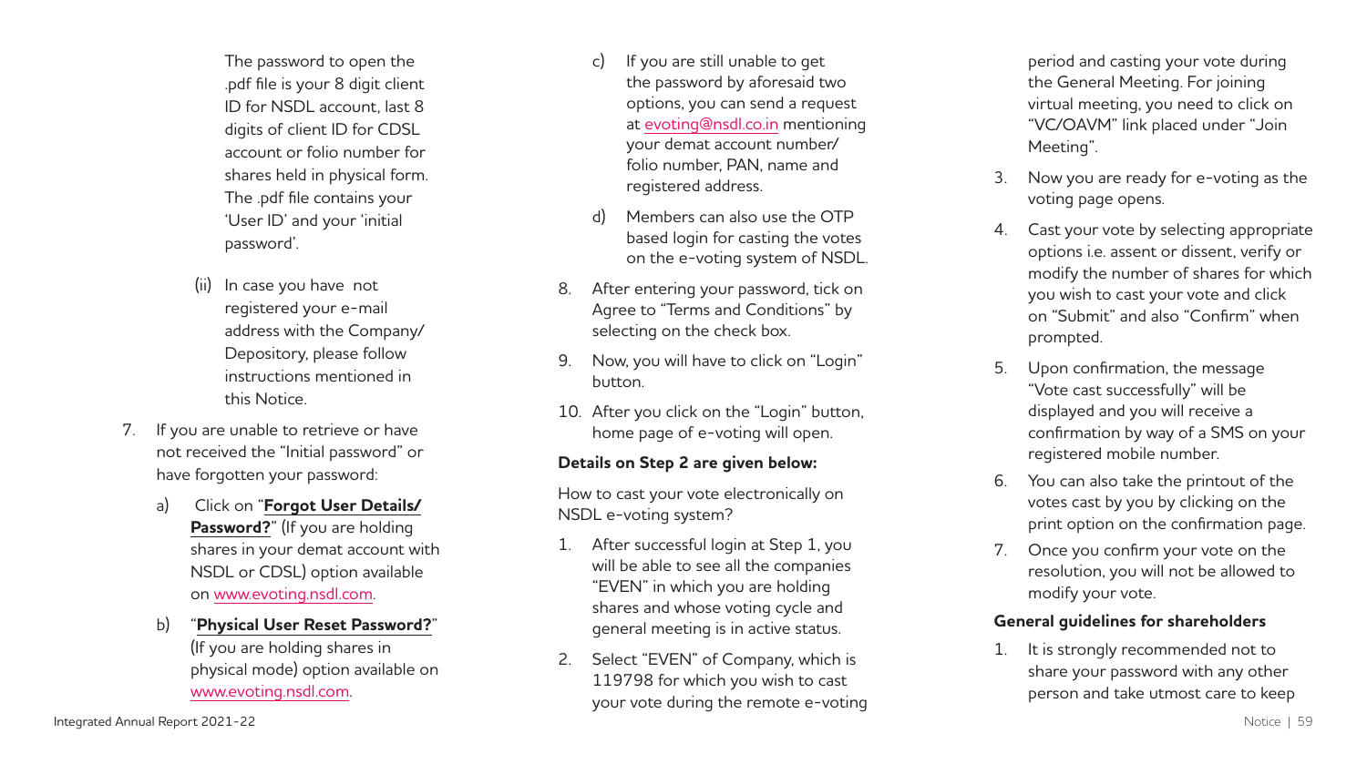The password to open the .pdf file is your 8 digit client ID for NSDL account, last 8 digits of client ID for CDSL account or folio number for shares held in physical form. The .pdf file contains your 'User ID' and your 'initial password'.

(ii) In case you have not registered your e-mail address with the Company/ Depository, please follow instructions mentioned in this Notice.

7. If you are unable to retrieve or have not received the "Initial password" or have forgotten your password:

   a) Click on "**Forgot User Details/ Password?**" (If you are holding shares in your demat account with NSDL or CDSL) option available on www.evoting.nsdl.com.

   b) "**Physical User Reset Password?**" (If you are holding shares in physical mode) option available on www.evoting.nsdl.com.

   c) If you are still unable to get the password by aforesaid two options, you can send a request at evoting@nsdl.co.in mentioning your demat account number/ folio number, PAN, name and registered address.

   d) Members can also use the OTP based login for casting the votes on the e-voting system of NSDL.

8. After entering your password, tick on Agree to "Terms and Conditions" by selecting on the check box.

9. Now, you will have to click on "Login" button.

10. After you click on the "Login" button, home page of e-voting will open.

**Details on Step 2 are given below:**

How to cast your vote electronically on NSDL e-voting system?

1. After successful login at Step 1, you will be able to see all the companies "EVEN" in which you are holding shares and whose voting cycle and general meeting is in active status.

2. Select "EVEN" of Company, which is 119798 for which you wish to cast your vote during the remote e-voting period and casting your vote during the General Meeting. For joining virtual meeting, you need to click on "VC/OAVM" link placed under "Join Meeting".

3. Now you are ready for e-voting as the voting page opens.

4. Cast your vote by selecting appropriate options i.e. assent or dissent, verify or modify the number of shares for which you wish to cast your vote and click on "Submit" and also "Confirm" when prompted.

5. Upon confirmation, the message "Vote cast successfully" will be displayed and you will receive a confirmation by way of a SMS on your registered mobile number.

6. You can also take the printout of the votes cast by you by clicking on the print option on the confirmation page.

7. Once you confirm your vote on the resolution, you will not be allowed to modify your vote.

**General guidelines for shareholders**

1. It is strongly recommended not to share your password with any other person and take utmost care to keep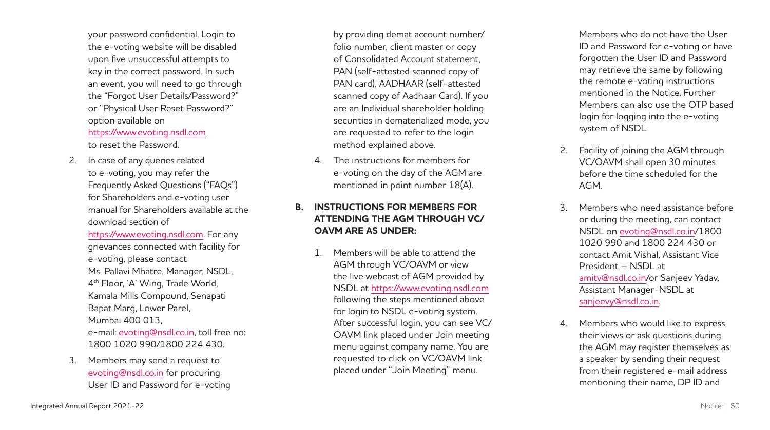your password confidential. Login to the e-voting website will be disabled upon five unsuccessful attempts to key in the correct password. In such an event, you will need to go through the "Forgot User Details/Password?" or "Physical User Reset Password?" option available on https://www.evoting.nsdl.com to reset the Password.

2. In case of any queries related to e-voting, you may refer the Frequently Asked Questions ("FAQs") for Shareholders and e-voting user manual for Shareholders available at the download section of https://www.evoting.nsdl.com. For any grievances connected with facility for e-voting, please contact Ms. Pallavi Mhatre, Manager, NSDL, 4th Floor, 'A' Wing, Trade World, Kamala Mills Compound, Senapati Bapat Marg, Lower Parel, Mumbai 400 013, e-mail: evoting@nsdl.co.in, toll free no: 1800 1020 990/1800 224 430.

3. Members may send a request to evoting@nsdl.co.in for procuring User ID and Password for e-voting by providing demat account number/ folio number, client master or copy of Consolidated Account statement, PAN (self-attested scanned copy of PAN card), AADHAAR (self-attested scanned copy of Aadhaar Card). If you are an Individual shareholder holding securities in dematerialized mode, you are requested to refer to the login method explained above.

4. The instructions for members for e-voting on the day of the AGM are mentioned in point number 18(A).

**B. INSTRUCTIONS FOR MEMBERS FOR ATTENDING THE AGM THROUGH VC/ OAVM ARE AS UNDER:**

1. Members will be able to attend the AGM through VC/OAVM or view the live webcast of AGM provided by NSDL at https://www.evoting.nsdl.com following the steps mentioned above for login to NSDL e-voting system. After successful login, you can see VC/ OAVM link placed under Join meeting menu against company name. You are requested to click on VC/OAVM link placed under "Join Meeting" menu. Members who do not have the User ID and Password for e-voting or have forgotten the User ID and Password may retrieve the same by following the remote e-voting instructions mentioned in the Notice. Further Members can also use the OTP based login for logging into the e-voting system of NSDL.

2. Facility of joining the AGM through VC/OAVM shall open 30 minutes before the time scheduled for the AGM.

3. Members who need assistance before or during the meeting, can contact NSDL on evoting@nsdl.co.in/1800 1020 990 and 1800 224 430 or contact Amit Vishal, Assistant Vice President – NSDL at amitv@nsdl.co.in/or Sanjeev Yadav, Assistant Manager-NSDL at sanjeevy@nsdl.co.in.

4. Members who would like to express their views or ask questions during the AGM may register themselves as a speaker by sending their request from their registered e-mail address mentioning their name, DP ID and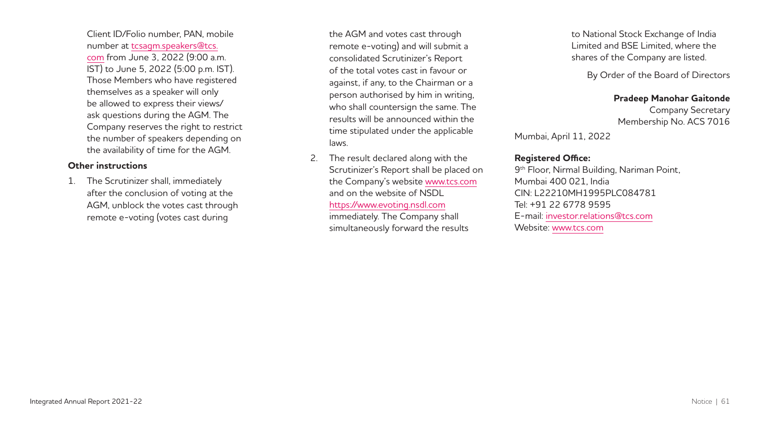Client ID/Folio number, PAN, mobile number at tcsagm.speakers@tcs.com from June 3, 2022 (9:00 a.m. IST) to June 5, 2022 (5:00 p.m. IST). Those Members who have registered themselves as a speaker will only be allowed to express their views/ ask questions during the AGM. The Company reserves the right to restrict the number of speakers depending on the availability of time for the AGM.

**Other instructions**

1. The Scrutinizer shall, immediately after the conclusion of voting at the AGM, unblock the votes cast through remote e-voting (votes cast during the AGM and votes cast through remote e-voting) and will submit a consolidated Scrutinizer's Report of the total votes cast in favour or against, if any, to the Chairman or a person authorised by him in writing, who shall countersign the same. The results will be announced within the time stipulated under the applicable laws.
2. The result declared along with the Scrutinizer's Report shall be placed on the Company's website www.tcs.com and on the website of NSDL https://www.evoting.nsdl.com immediately. The Company shall simultaneously forward the results to National Stock Exchange of India Limited and BSE Limited, where the shares of the Company are listed.

By Order of the Board of Directors

**Pradeep Manohar Gaitonde**
Company Secretary
Membership No. ACS 7016

Mumbai, April 11, 2022

**Registered Office:**
9th Floor, Nirmal Building, Nariman Point,
Mumbai 400 021, India
CIN: L22210MH1995PLC084781
Tel: +91 22 6778 9595
E-mail: investor.relations@tcs.com
Website: www.tcs.com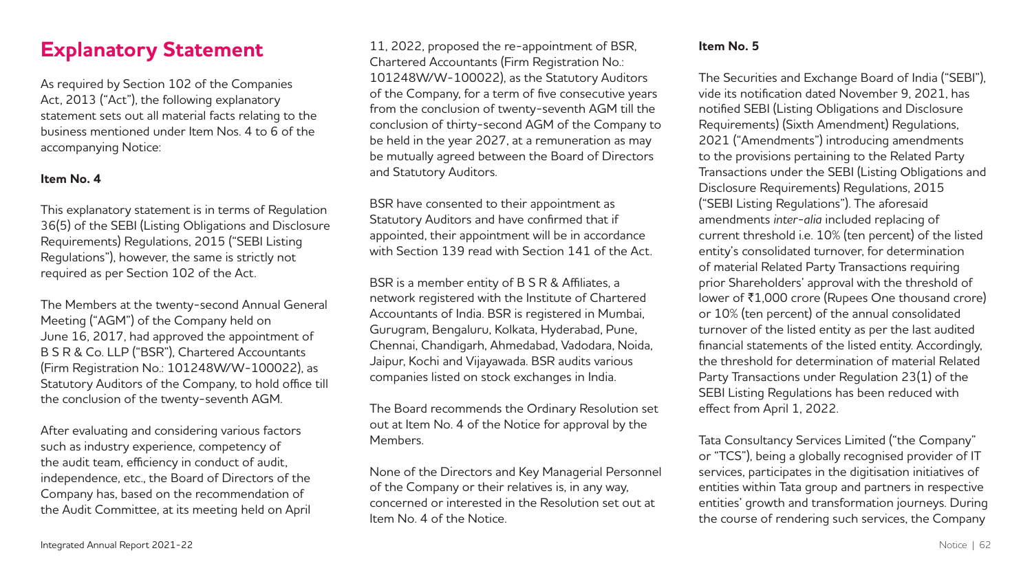# Explanatory Statement

As required by Section 102 of the Companies Act, 2013 ("Act"), the following explanatory statement sets out all material facts relating to the business mentioned under Item Nos. 4 to 6 of the accompanying Notice:

**Item No. 4**

This explanatory statement is in terms of Regulation 36(5) of the SEBI (Listing Obligations and Disclosure Requirements) Regulations, 2015 ("SEBI Listing Regulations"), however, the same is strictly not required as per Section 102 of the Act.

The Members at the twenty-second Annual General Meeting ("AGM") of the Company held on June 16, 2017, had approved the appointment of B S R & Co. LLP ("BSR"), Chartered Accountants (Firm Registration No.: 101248W/W-100022), as Statutory Auditors of the Company, to hold office till the conclusion of the twenty-seventh AGM.

After evaluating and considering various factors such as industry experience, competency of the audit team, efficiency in conduct of audit, independence, etc., the Board of Directors of the Company has, based on the recommendation of the Audit Committee, at its meeting held on April 11, 2022, proposed the re-appointment of BSR, Chartered Accountants (Firm Registration No.: 101248W/W-100022), as the Statutory Auditors of the Company, for a term of five consecutive years from the conclusion of twenty-seventh AGM till the conclusion of thirty-second AGM of the Company to be held in the year 2027, at a remuneration as may be mutually agreed between the Board of Directors and Statutory Auditors.

BSR have consented to their appointment as Statutory Auditors and have confirmed that if appointed, their appointment will be in accordance with Section 139 read with Section 141 of the Act.

BSR is a member entity of B S R & Affiliates, a network registered with the Institute of Chartered Accountants of India. BSR is registered in Mumbai, Gurugram, Bengaluru, Kolkata, Hyderabad, Pune, Chennai, Chandigarh, Ahmedabad, Vadodara, Noida, Jaipur, Kochi and Vijayawada. BSR audits various companies listed on stock exchanges in India.

The Board recommends the Ordinary Resolution set out at Item No. 4 of the Notice for approval by the Members.

None of the Directors and Key Managerial Personnel of the Company or their relatives is, in any way, concerned or interested in the Resolution set out at Item No. 4 of the Notice.

**Item No. 5**

The Securities and Exchange Board of India ("SEBI"), vide its notification dated November 9, 2021, has notified SEBI (Listing Obligations and Disclosure Requirements) (Sixth Amendment) Regulations, 2021 ("Amendments") introducing amendments to the provisions pertaining to the Related Party Transactions under the SEBI (Listing Obligations and Disclosure Requirements) Regulations, 2015 ("SEBI Listing Regulations"). The aforesaid amendments *inter-alia* included replacing of current threshold i.e. 10% (ten percent) of the listed entity's consolidated turnover, for determination of material Related Party Transactions requiring prior Shareholders' approval with the threshold of lower of ₹1,000 crore (Rupees One thousand crore) or 10% (ten percent) of the annual consolidated turnover of the listed entity as per the last audited financial statements of the listed entity. Accordingly, the threshold for determination of material Related Party Transactions under Regulation 23(1) of the SEBI Listing Regulations has been reduced with effect from April 1, 2022.

Tata Consultancy Services Limited ("the Company" or "TCS"), being a globally recognised provider of IT services, participates in the digitisation initiatives of entities within Tata group and partners in respective entities' growth and transformation journeys. During the course of rendering such services, the Company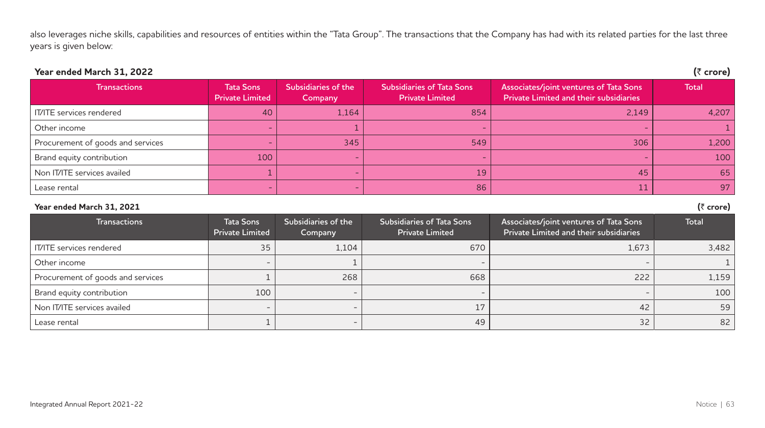also leverages niche skills, capabilities and resources of entities within the "Tata Group". The transactions that the Company has had with its related parties for the last three years is given below:

**Year ended March 31, 2022** **(₹ crore)**

| Transactions | Tata Sons Private Limited | Subsidiaries of the Company | Subsidiaries of Tata Sons Private Limited | Associates/joint ventures of Tata Sons Private Limited and their subsidiaries | Total |
|---|---|---|---|---|---|
| IT/ITE services rendered | 40 | 1,164 | 854 | 2,149 | 4,207 |
| Other income | - | 1 | - | - | 1 |
| Procurement of goods and services | - | 345 | 549 | 306 | 1,200 |
| Brand equity contribution | 100 | - | - | - | 100 |
| Non IT/ITE services availed | 1 | - | 19 | 45 | 65 |
| Lease rental | - | - | 86 | 11 | 97 |

**Year ended March 31, 2021** **(₹ crore)**

| Transactions | Tata Sons Private Limited | Subsidiaries of the Company | Subsidiaries of Tata Sons Private Limited | Associates/joint ventures of Tata Sons Private Limited and their subsidiaries | Total |
|---|---|---|---|---|---|
| IT/ITE services rendered | 35 | 1,104 | 670 | 1,673 | 3,482 |
| Other income | - | 1 | - | - | 1 |
| Procurement of goods and services | 1 | 268 | 668 | 222 | 1,159 |
| Brand equity contribution | 100 | - | - | - | 100 |
| Non IT/ITE services availed | - | - | 17 | 42 | 59 |
| Lease rental | 1 | - | 49 | 32 | 82 |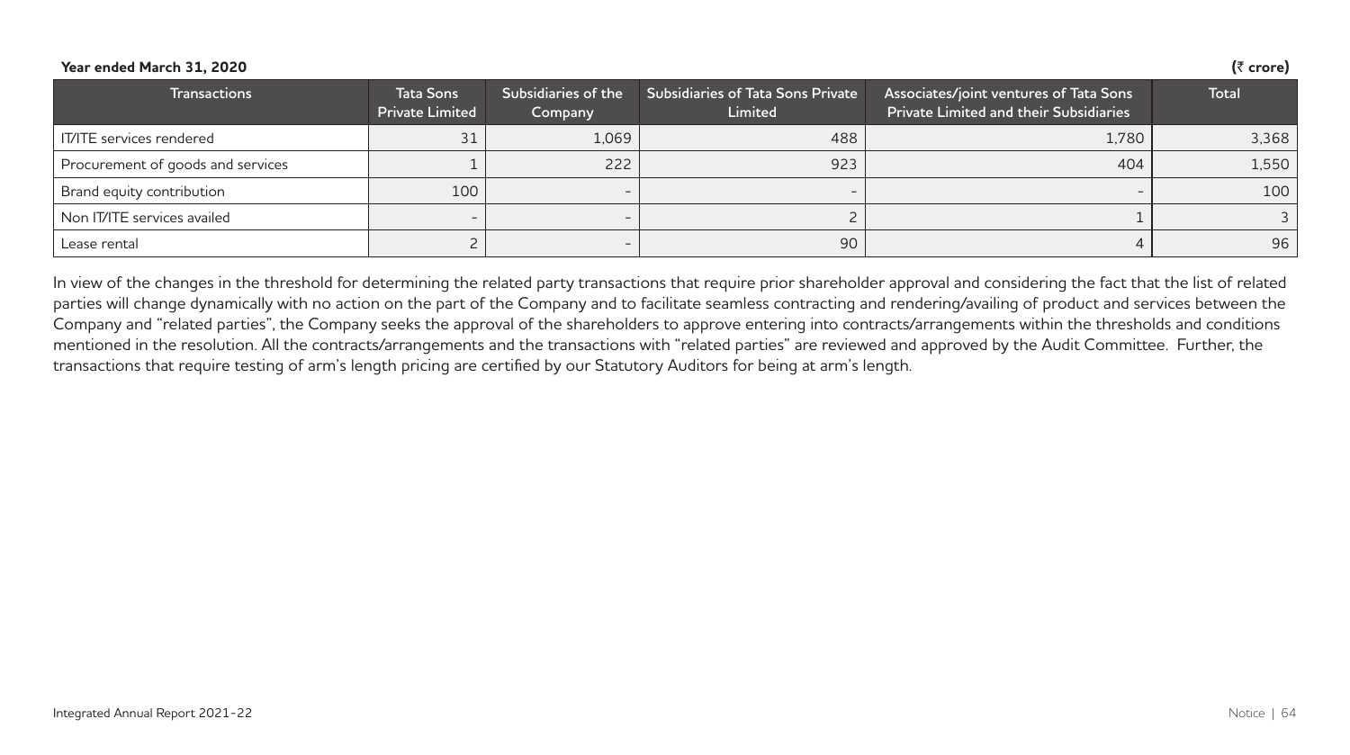**Year ended March 31, 2020** **(₹ crore)**

| Transactions | Tata Sons Private Limited | Subsidiaries of the Company | Subsidiaries of Tata Sons Private Limited | Associates/joint ventures of Tata Sons Private Limited and their Subsidiaries | Total |
|---|---|---|---|---|---|
| IT/ITE services rendered | 31 | 1,069 | 488 | 1,780 | 3,368 |
| Procurement of goods and services | 1 | 222 | 923 | 404 | 1,550 |
| Brand equity contribution | 100 | - | - | - | 100 |
| Non IT/ITE services availed | - | - | 2 | 1 | 3 |
| Lease rental | 2 | - | 90 | 4 | 96 |

In view of the changes in the threshold for determining the related party transactions that require prior shareholder approval and considering the fact that the list of related parties will change dynamically with no action on the part of the Company and to facilitate seamless contracting and rendering/availing of product and services between the Company and "related parties", the Company seeks the approval of the shareholders to approve entering into contracts/arrangements within the thresholds and conditions mentioned in the resolution. All the contracts/arrangements and the transactions with "related parties" are reviewed and approved by the Audit Committee. Further, the transactions that require testing of arm's length pricing are certified by our Statutory Auditors for being at arm's length.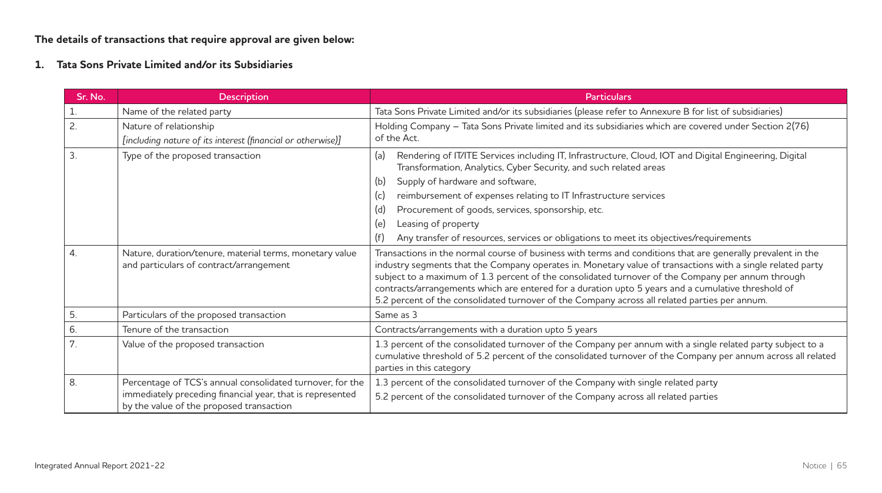**The details of transactions that require approval are given below:**

**1. Tata Sons Private Limited and/or its Subsidiaries**

| Sr. No. | Description | Particulars |
|---|---|---|
| 1. | Name of the related party | Tata Sons Private Limited and/or its subsidiaries (please refer to Annexure B for list of subsidiaries) |
| 2. | Nature of relationship<br>*[including nature of its interest (financial or otherwise)]* | Holding Company – Tata Sons Private limited and its subsidiaries which are covered under Section 2(76) of the Act. |
| 3. | Type of the proposed transaction | (a) Rendering of IT/ITE Services including IT, Infrastructure, Cloud, IOT and Digital Engineering, Digital Transformation, Analytics, Cyber Security, and such related areas<br>(b) Supply of hardware and software,<br>(c) reimbursement of expenses relating to IT Infrastructure services<br>(d) Procurement of goods, services, sponsorship, etc.<br>(e) Leasing of property<br>(f) Any transfer of resources, services or obligations to meet its objectives/requirements |
| 4. | Nature, duration/tenure, material terms, monetary value and particulars of contract/arrangement | Transactions in the normal course of business with terms and conditions that are generally prevalent in the industry segments that the Company operates in. Monetary value of transactions with a single related party subject to a maximum of 1.3 percent of the consolidated turnover of the Company per annum through contracts/arrangements which are entered for a duration upto 5 years and a cumulative threshold of 5.2 percent of the consolidated turnover of the Company across all related parties per annum. |
| 5. | Particulars of the proposed transaction | Same as 3 |
| 6. | Tenure of the transaction | Contracts/arrangements with a duration upto 5 years |
| 7. | Value of the proposed transaction | 1.3 percent of the consolidated turnover of the Company per annum with a single related party subject to a cumulative threshold of 5.2 percent of the consolidated turnover of the Company per annum across all related parties in this category |
| 8. | Percentage of TCS's annual consolidated turnover, for the immediately preceding financial year, that is represented by the value of the proposed transaction | 1.3 percent of the consolidated turnover of the Company with single related party<br>5.2 percent of the consolidated turnover of the Company across all related parties |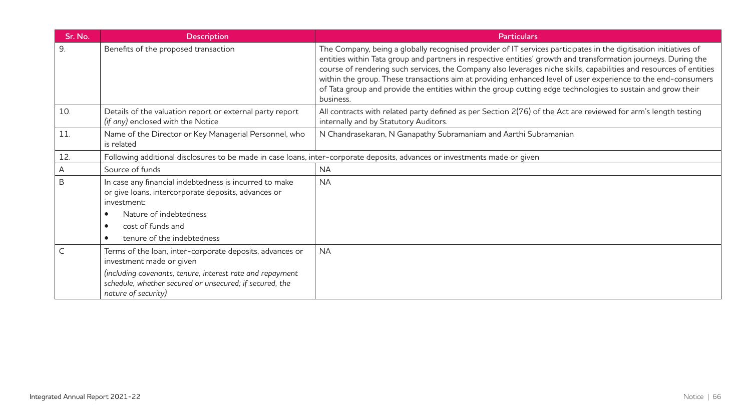| Sr. No. | Description | Particulars |
|---|---|---|
| 9. | Benefits of the proposed transaction | The Company, being a globally recognised provider of IT services participates in the digitisation initiatives of entities within Tata group and partners in respective entities' growth and transformation journeys. During the course of rendering such services, the Company also leverages niche skills, capabilities and resources of entities within the group. These transactions aim at providing enhanced level of user experience to the end-consumers of Tata group and provide the entities within the group cutting edge technologies to sustain and grow their business. |
| 10. | Details of the valuation report or external party report *(if any)* enclosed with the Notice | All contracts with related party defined as per Section 2(76) of the Act are reviewed for arm's length testing internally and by Statutory Auditors. |
| 11. | Name of the Director or Key Managerial Personnel, who is related | N Chandrasekaran, N Ganapathy Subramaniam and Aarthi Subramanian |
| 12. | Following additional disclosures to be made in case loans, inter-corporate deposits, advances or investments made or given | |
| A | Source of funds | NA |
| B | In case any financial indebtedness is incurred to make or give loans, intercorporate deposits, advances or investment:<br>• Nature of indebtedness<br>• cost of funds and<br>• tenure of the indebtedness | NA |
| C | Terms of the loan, inter-corporate deposits, advances or investment made or given<br>*(including covenants, tenure, interest rate and repayment schedule, whether secured or unsecured; if secured, the nature of security)* | NA |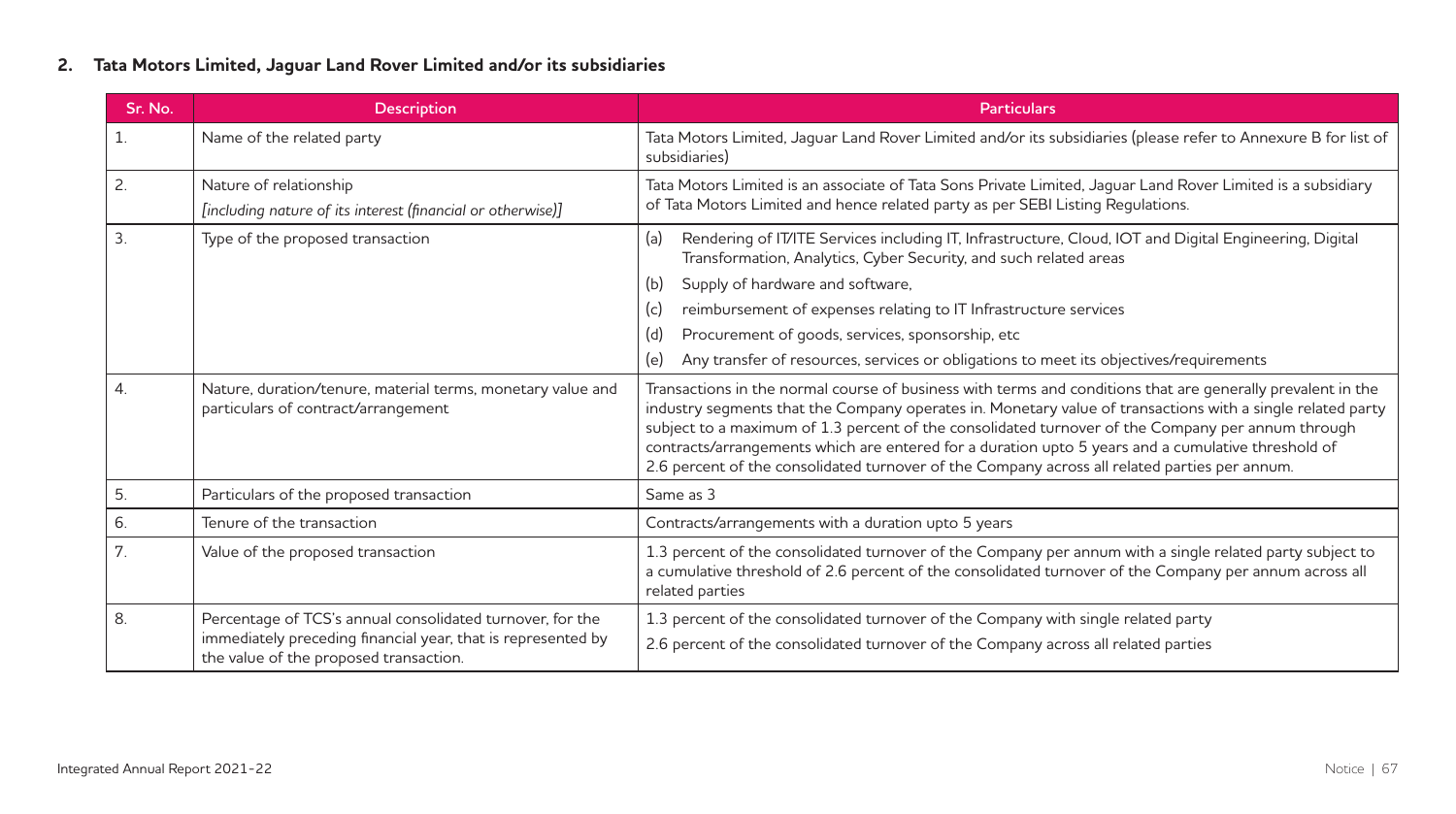## 2. Tata Motors Limited, Jaguar Land Rover Limited and/or its subsidiaries

| Sr. No. | Description | Particulars |
|---|---|---|
| 1. | Name of the related party | Tata Motors Limited, Jaguar Land Rover Limited and/or its subsidiaries (please refer to Annexure B for list of subsidiaries) |
| 2. | Nature of relationship<br>*[including nature of its interest (financial or otherwise)]* | Tata Motors Limited is an associate of Tata Sons Private Limited, Jaguar Land Rover Limited is a subsidiary of Tata Motors Limited and hence related party as per SEBI Listing Regulations. |
| 3. | Type of the proposed transaction | (a) Rendering of IT/ITE Services including IT, Infrastructure, Cloud, IOT and Digital Engineering, Digital Transformation, Analytics, Cyber Security, and such related areas<br>(b) Supply of hardware and software,<br>(c) reimbursement of expenses relating to IT Infrastructure services<br>(d) Procurement of goods, services, sponsorship, etc<br>(e) Any transfer of resources, services or obligations to meet its objectives/requirements |
| 4. | Nature, duration/tenure, material terms, monetary value and particulars of contract/arrangement | Transactions in the normal course of business with terms and conditions that are generally prevalent in the industry segments that the Company operates in. Monetary value of transactions with a single related party subject to a maximum of 1.3 percent of the consolidated turnover of the Company per annum through contracts/arrangements which are entered for a duration upto 5 years and a cumulative threshold of 2.6 percent of the consolidated turnover of the Company across all related parties per annum. |
| 5. | Particulars of the proposed transaction | Same as 3 |
| 6. | Tenure of the transaction | Contracts/arrangements with a duration upto 5 years |
| 7. | Value of the proposed transaction | 1.3 percent of the consolidated turnover of the Company per annum with a single related party subject to a cumulative threshold of 2.6 percent of the consolidated turnover of the Company per annum across all related parties |
| 8. | Percentage of TCS's annual consolidated turnover, for the immediately preceding financial year, that is represented by the value of the proposed transaction. | 1.3 percent of the consolidated turnover of the Company with single related party<br>2.6 percent of the consolidated turnover of the Company across all related parties |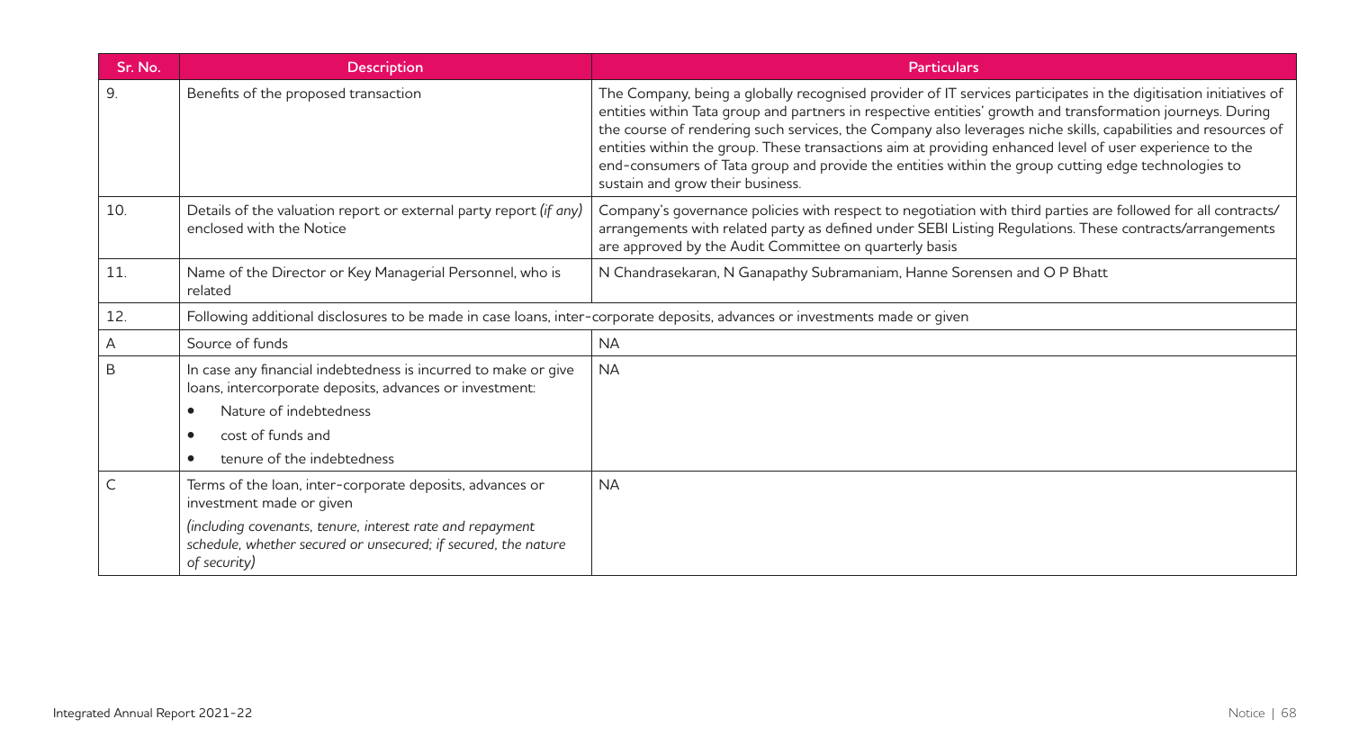| Sr. No. | Description | Particulars |
|---|---|---|
| 9. | Benefits of the proposed transaction | The Company, being a globally recognised provider of IT services participates in the digitisation initiatives of entities within Tata group and partners in respective entities' growth and transformation journeys. During the course of rendering such services, the Company also leverages niche skills, capabilities and resources of entities within the group. These transactions aim at providing enhanced level of user experience to the end-consumers of Tata group and provide the entities within the group cutting edge technologies to sustain and grow their business. |
| 10. | Details of the valuation report or external party report *(if any)* enclosed with the Notice | Company's governance policies with respect to negotiation with third parties are followed for all contracts/ arrangements with related party as defined under SEBI Listing Regulations. These contracts/arrangements are approved by the Audit Committee on quarterly basis |
| 11. | Name of the Director or Key Managerial Personnel, who is related | N Chandrasekaran, N Ganapathy Subramaniam, Hanne Sorensen and O P Bhatt |
| 12. | Following additional disclosures to be made in case loans, inter-corporate deposits, advances or investments made or given | |
| A | Source of funds | NA |
| B | In case any financial indebtedness is incurred to make or give loans, intercorporate deposits, advances or investment:<br>• Nature of indebtedness<br>• cost of funds and<br>• tenure of the indebtedness | NA |
| C | Terms of the loan, inter-corporate deposits, advances or investment made or given<br>*(including covenants, tenure, interest rate and repayment schedule, whether secured or unsecured; if secured, the nature of security)* | NA |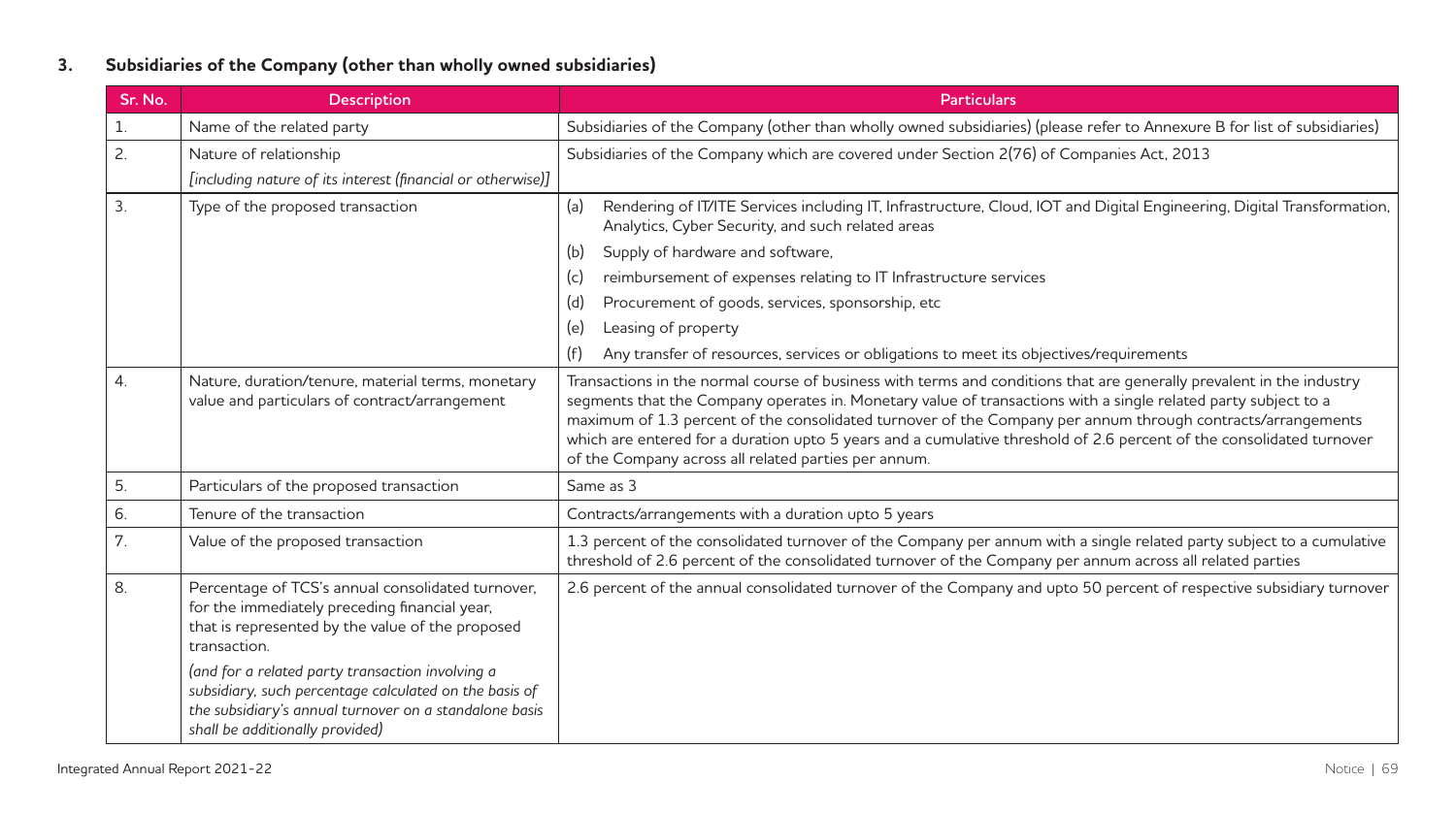## 3. Subsidiaries of the Company (other than wholly owned subsidiaries)

| Sr. No. | Description | Particulars |
|---|---|---|
| 1. | Name of the related party | Subsidiaries of the Company (other than wholly owned subsidiaries) (please refer to Annexure B for list of subsidiaries) |
| 2. | Nature of relationship<br>*[including nature of its interest (financial or otherwise)]* | Subsidiaries of the Company which are covered under Section 2(76) of Companies Act, 2013 |
| 3. | Type of the proposed transaction | (a) Rendering of IT/ITE Services including IT, Infrastructure, Cloud, IOT and Digital Engineering, Digital Transformation, Analytics, Cyber Security, and such related areas<br>(b) Supply of hardware and software,<br>(c) reimbursement of expenses relating to IT Infrastructure services<br>(d) Procurement of goods, services, sponsorship, etc<br>(e) Leasing of property<br>(f) Any transfer of resources, services or obligations to meet its objectives/requirements |
| 4. | Nature, duration/tenure, material terms, monetary value and particulars of contract/arrangement | Transactions in the normal course of business with terms and conditions that are generally prevalent in the industry segments that the Company operates in. Monetary value of transactions with a single related party subject to a maximum of 1.3 percent of the consolidated turnover of the Company per annum through contracts/arrangements which are entered for a duration upto 5 years and a cumulative threshold of 2.6 percent of the consolidated turnover of the Company across all related parties per annum. |
| 5. | Particulars of the proposed transaction | Same as 3 |
| 6. | Tenure of the transaction | Contracts/arrangements with a duration upto 5 years |
| 7. | Value of the proposed transaction | 1.3 percent of the consolidated turnover of the Company per annum with a single related party subject to a cumulative threshold of 2.6 percent of the consolidated turnover of the Company per annum across all related parties |
| 8. | Percentage of TCS's annual consolidated turnover, for the immediately preceding financial year, that is represented by the value of the proposed transaction.<br>*(and for a related party transaction involving a subsidiary, such percentage calculated on the basis of the subsidiary's annual turnover on a standalone basis shall be additionally provided)* | 2.6 percent of the annual consolidated turnover of the Company and upto 50 percent of respective subsidiary turnover |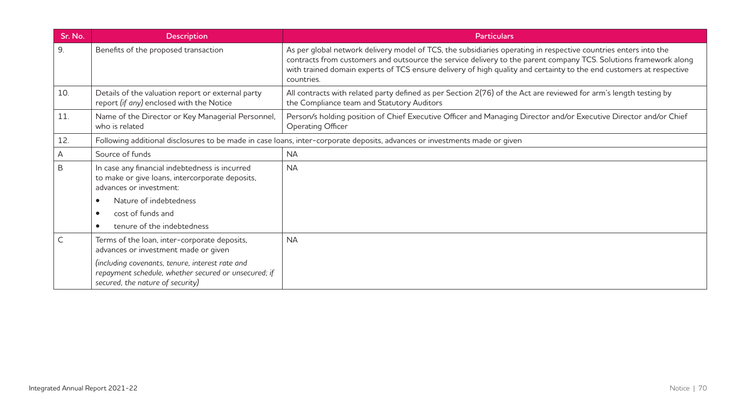| Sr. No. | Description | Particulars |
|---|---|---|
| 9. | Benefits of the proposed transaction | As per global network delivery model of TCS, the subsidiaries operating in respective countries enters into the contracts from customers and outsource the service delivery to the parent company TCS. Solutions framework along with trained domain experts of TCS ensure delivery of high quality and certainty to the end customers at respective countries. |
| 10. | Details of the valuation report or external party report *(if any)* enclosed with the Notice | All contracts with related party defined as per Section 2(76) of the Act are reviewed for arm's length testing by the Compliance team and Statutory Auditors |
| 11. | Name of the Director or Key Managerial Personnel, who is related | Person/s holding position of Chief Executive Officer and Managing Director and/or Executive Director and/or Chief Operating Officer |
| 12. | Following additional disclosures to be made in case loans, inter-corporate deposits, advances or investments made or given | |
| A | Source of funds | NA |
| B | In case any financial indebtedness is incurred to make or give loans, intercorporate deposits, advances or investment:<br>• Nature of indebtedness<br>• cost of funds and<br>• tenure of the indebtedness | NA |
| C | Terms of the loan, inter-corporate deposits, advances or investment made or given<br>*(including covenants, tenure, interest rate and repayment schedule, whether secured or unsecured; if secured, the nature of security)* | NA |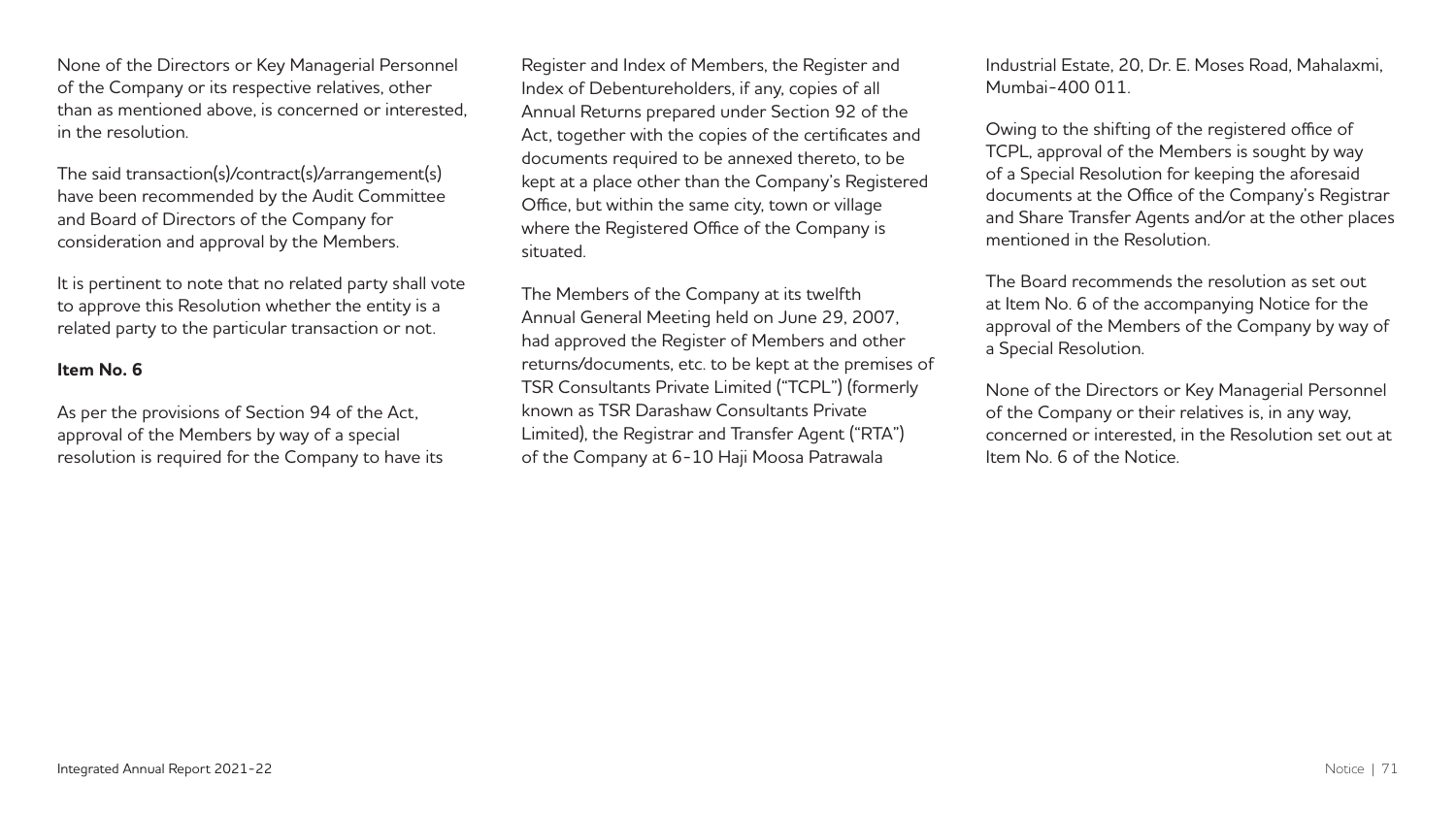None of the Directors or Key Managerial Personnel of the Company or its respective relatives, other than as mentioned above, is concerned or interested, in the resolution.

The said transaction(s)/contract(s)/arrangement(s) have been recommended by the Audit Committee and Board of Directors of the Company for consideration and approval by the Members.

It is pertinent to note that no related party shall vote to approve this Resolution whether the entity is a related party to the particular transaction or not.

**Item No. 6**

As per the provisions of Section 94 of the Act, approval of the Members by way of a special resolution is required for the Company to have its Register and Index of Members, the Register and Index of Debentureholders, if any, copies of all Annual Returns prepared under Section 92 of the Act, together with the copies of the certificates and documents required to be annexed thereto, to be kept at a place other than the Company's Registered Office, but within the same city, town or village where the Registered Office of the Company is situated.

The Members of the Company at its twelfth Annual General Meeting held on June 29, 2007, had approved the Register of Members and other returns/documents, etc. to be kept at the premises of TSR Consultants Private Limited ("TCPL") (formerly known as TSR Darashaw Consultants Private Limited), the Registrar and Transfer Agent ("RTA") of the Company at 6-10 Haji Moosa Patrawala Industrial Estate, 20, Dr. E. Moses Road, Mahalaxmi, Mumbai-400 011.

Owing to the shifting of the registered office of TCPL, approval of the Members is sought by way of a Special Resolution for keeping the aforesaid documents at the Office of the Company's Registrar and Share Transfer Agents and/or at the other places mentioned in the Resolution.

The Board recommends the resolution as set out at Item No. 6 of the accompanying Notice for the approval of the Members of the Company by way of a Special Resolution.

None of the Directors or Key Managerial Personnel of the Company or their relatives is, in any way, concerned or interested, in the Resolution set out at Item No. 6 of the Notice.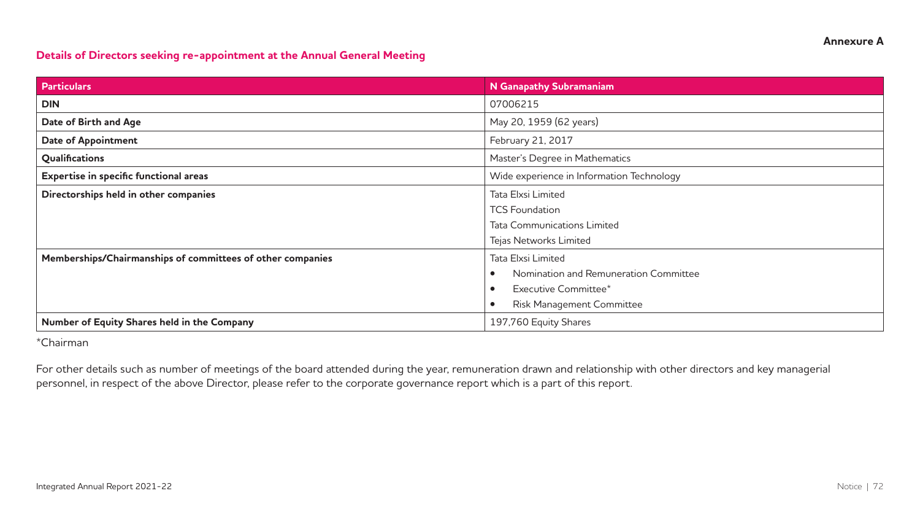**Annexure A**

## Details of Directors seeking re-appointment at the Annual General Meeting

| Particulars | N Ganapathy Subramaniam |
| --- | --- |
| DIN | 07006215 |
| Date of Birth and Age | May 20, 1959 (62 years) |
| Date of Appointment | February 21, 2017 |
| Qualifications | Master's Degree in Mathematics |
| Expertise in specific functional areas | Wide experience in Information Technology |
| Directorships held in other companies | Tata Elxsi Limited<br>TCS Foundation<br>Tata Communications Limited<br>Tejas Networks Limited |
| Memberships/Chairmanships of committees of other companies | Tata Elxsi Limited<br>• Nomination and Remuneration Committee<br>• Executive Committee*<br>• Risk Management Committee |
| Number of Equity Shares held in the Company | 197,760 Equity Shares |

*Chairman

For other details such as number of meetings of the board attended during the year, remuneration drawn and relationship with other directors and key managerial personnel, in respect of the above Director, please refer to the corporate governance report which is a part of this report.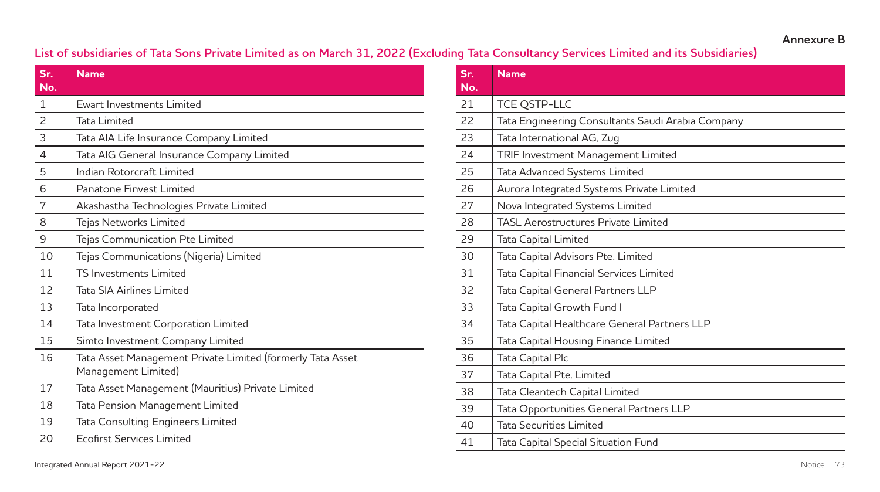Annexure B

## List of subsidiaries of Tata Sons Private Limited as on March 31, 2022 (Excluding Tata Consultancy Services Limited and its Subsidiaries)

| Sr. No. | Name |
|---|---|
| 1 | Ewart Investments Limited |
| 2 | Tata Limited |
| 3 | Tata AIA Life Insurance Company Limited |
| 4 | Tata AIG General Insurance Company Limited |
| 5 | Indian Rotorcraft Limited |
| 6 | Panatone Finvest Limited |
| 7 | Akashastha Technologies Private Limited |
| 8 | Tejas Networks Limited |
| 9 | Tejas Communication Pte Limited |
| 10 | Tejas Communications (Nigeria) Limited |
| 11 | TS Investments Limited |
| 12 | Tata SIA Airlines Limited |
| 13 | Tata Incorporated |
| 14 | Tata Investment Corporation Limited |
| 15 | Simto Investment Company Limited |
| 16 | Tata Asset Management Private Limited (formerly Tata Asset Management Limited) |
| 17 | Tata Asset Management (Mauritius) Private Limited |
| 18 | Tata Pension Management Limited |
| 19 | Tata Consulting Engineers Limited |
| 20 | Ecofirst Services Limited |
| 21 | TCE QSTP-LLC |
| 22 | Tata Engineering Consultants Saudi Arabia Company |
| 23 | Tata International AG, Zug |
| 24 | TRIF Investment Management Limited |
| 25 | Tata Advanced Systems Limited |
| 26 | Aurora Integrated Systems Private Limited |
| 27 | Nova Integrated Systems Limited |
| 28 | TASL Aerostructures Private Limited |
| 29 | Tata Capital Limited |
| 30 | Tata Capital Advisors Pte. Limited |
| 31 | Tata Capital Financial Services Limited |
| 32 | Tata Capital General Partners LLP |
| 33 | Tata Capital Growth Fund I |
| 34 | Tata Capital Healthcare General Partners LLP |
| 35 | Tata Capital Housing Finance Limited |
| 36 | Tata Capital Plc |
| 37 | Tata Capital Pte. Limited |
| 38 | Tata Cleantech Capital Limited |
| 39 | Tata Opportunities General Partners LLP |
| 40 | Tata Securities Limited |
| 41 | Tata Capital Special Situation Fund |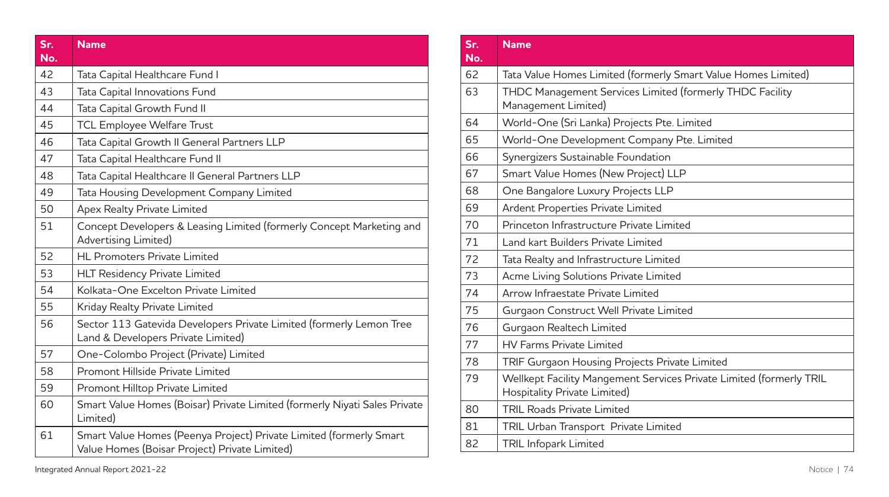| Sr. No. | Name |
|---|---|
| 42 | Tata Capital Healthcare Fund I |
| 43 | Tata Capital Innovations Fund |
| 44 | Tata Capital Growth Fund II |
| 45 | TCL Employee Welfare Trust |
| 46 | Tata Capital Growth II General Partners LLP |
| 47 | Tata Capital Healthcare Fund II |
| 48 | Tata Capital Healthcare II General Partners LLP |
| 49 | Tata Housing Development Company Limited |
| 50 | Apex Realty Private Limited |
| 51 | Concept Developers & Leasing Limited (formerly Concept Marketing and Advertising Limited) |
| 52 | HL Promoters Private Limited |
| 53 | HLT Residency Private Limited |
| 54 | Kolkata-One Excelton Private Limited |
| 55 | Kriday Realty Private Limited |
| 56 | Sector 113 Gatevida Developers Private Limited (formerly Lemon Tree Land & Developers Private Limited) |
| 57 | One-Colombo Project (Private) Limited |
| 58 | Promont Hillside Private Limited |
| 59 | Promont Hilltop Private Limited |
| 60 | Smart Value Homes (Boisar) Private Limited (formerly Niyati Sales Private Limited) |
| 61 | Smart Value Homes (Peenya Project) Private Limited (formerly Smart Value Homes (Boisar Project) Private Limited) |
| 62 | Tata Value Homes Limited (formerly Smart Value Homes Limited) |
| 63 | THDC Management Services Limited (formerly THDC Facility Management Limited) |
| 64 | World-One (Sri Lanka) Projects Pte. Limited |
| 65 | World-One Development Company Pte. Limited |
| 66 | Synergizers Sustainable Foundation |
| 67 | Smart Value Homes (New Project) LLP |
| 68 | One Bangalore Luxury Projects LLP |
| 69 | Ardent Properties Private Limited |
| 70 | Princeton Infrastructure Private Limited |
| 71 | Land kart Builders Private Limited |
| 72 | Tata Realty and Infrastructure Limited |
| 73 | Acme Living Solutions Private Limited |
| 74 | Arrow Infraestate Private Limited |
| 75 | Gurgaon Construct Well Private Limited |
| 76 | Gurgaon Realtech Limited |
| 77 | HV Farms Private Limited |
| 78 | TRIF Gurgaon Housing Projects Private Limited |
| 79 | Wellkept Facility Mangement Services Private Limited (formerly TRIL Hospitality Private Limited) |
| 80 | TRIL Roads Private Limited |
| 81 | TRIL Urban Transport Private Limited |
| 82 | TRIL Infopark Limited |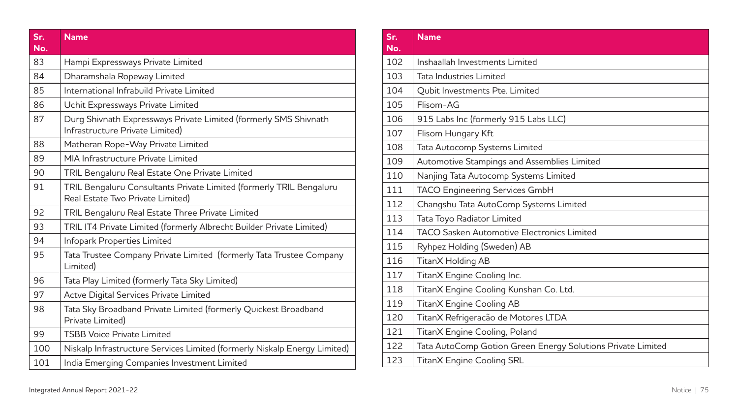| Sr. No. | Name |
|---|---|
| 83 | Hampi Expressways Private Limited |
| 84 | Dharamshala Ropeway Limited |
| 85 | International Infrabuild Private Limited |
| 86 | Uchit Expressways Private Limited |
| 87 | Durg Shivnath Expressways Private Limited (formerly SMS Shivnath Infrastructure Private Limited) |
| 88 | Matheran Rope-Way Private Limited |
| 89 | MIA Infrastructure Private Limited |
| 90 | TRIL Bengaluru Real Estate One Private Limited |
| 91 | TRIL Bengaluru Consultants Private Limited (formerly TRIL Bengaluru Real Estate Two Private Limited) |
| 92 | TRIL Bengaluru Real Estate Three Private Limited |
| 93 | TRIL IT4 Private Limited (formerly Albrecht Builder Private Limited) |
| 94 | Infopark Properties Limited |
| 95 | Tata Trustee Company Private Limited (formerly Tata Trustee Company Limited) |
| 96 | Tata Play Limited (formerly Tata Sky Limited) |
| 97 | Actve Digital Services Private Limited |
| 98 | Tata Sky Broadband Private Limited (formerly Quickest Broadband Private Limited) |
| 99 | TSBB Voice Private Limited |
| 100 | Niskalp Infrastructure Services Limited (formerly Niskalp Energy Limited) |
| 101 | India Emerging Companies Investment Limited |
| 102 | Inshaallah Investments Limited |
| 103 | Tata Industries Limited |
| 104 | Qubit Investments Pte. Limited |
| 105 | Flisom-AG |
| 106 | 915 Labs Inc (formerly 915 Labs LLC) |
| 107 | Flisom Hungary Kft |
| 108 | Tata Autocomp Systems Limited |
| 109 | Automotive Stampings and Assemblies Limited |
| 110 | Nanjing Tata Autocomp Systems Limited |
| 111 | TACO Engineering Services GmbH |
| 112 | Changshu Tata AutoComp Systems Limited |
| 113 | Tata Toyo Radiator Limited |
| 114 | TACO Sasken Automotive Electronics Limited |
| 115 | Ryhpez Holding (Sweden) AB |
| 116 | TitanX Holding AB |
| 117 | TitanX Engine Cooling Inc. |
| 118 | TitanX Engine Cooling Kunshan Co. Ltd. |
| 119 | TitanX Engine Cooling AB |
| 120 | TitanX Refrigeracão de Motores LTDA |
| 121 | TitanX Engine Cooling, Poland |
| 122 | Tata AutoComp Gotion Green Energy Solutions Private Limited |
| 123 | TitanX Engine Cooling SRL |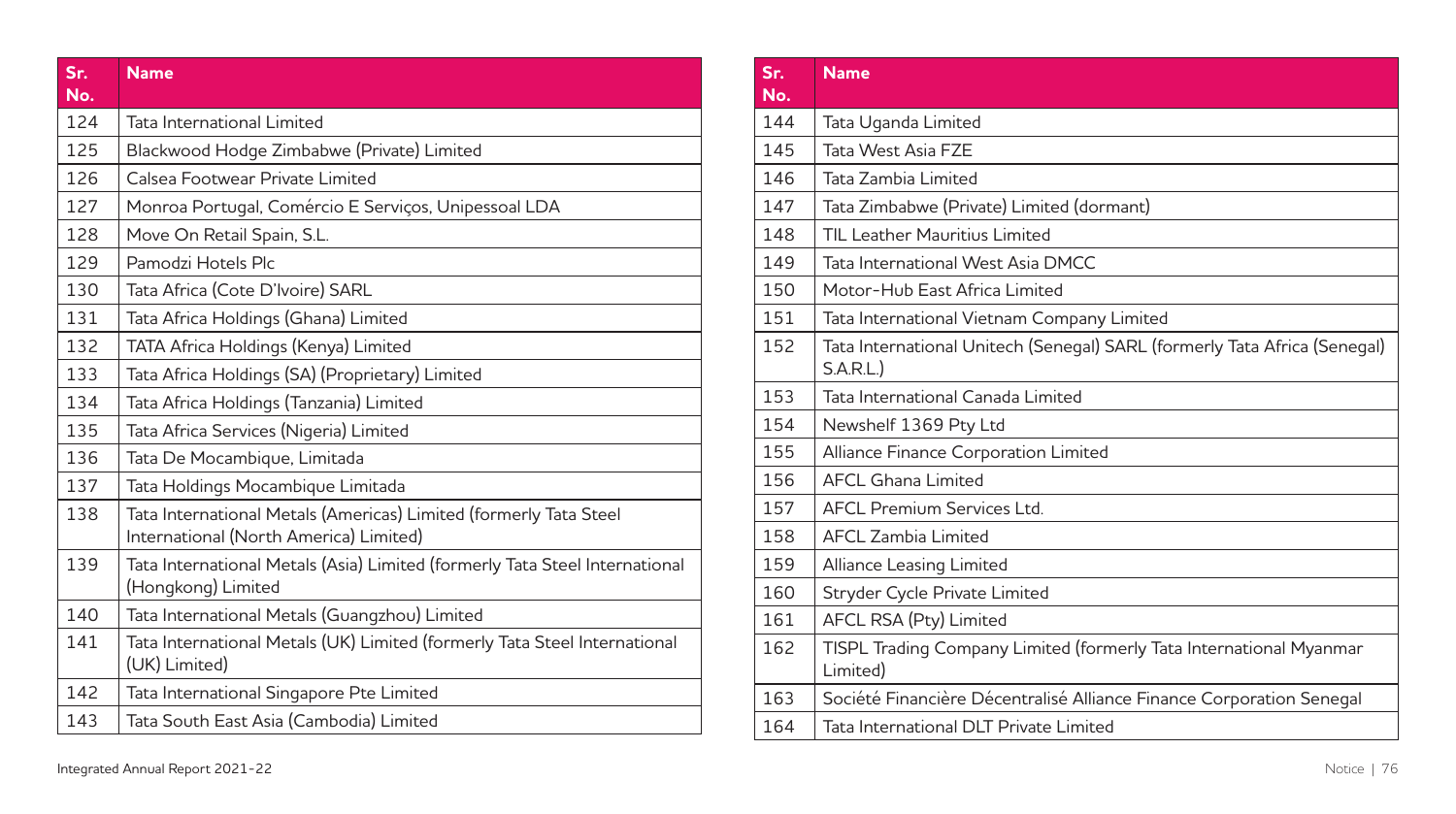| Sr. No. | Name |
|---|---|
| 124 | Tata International Limited |
| 125 | Blackwood Hodge Zimbabwe (Private) Limited |
| 126 | Calsea Footwear Private Limited |
| 127 | Monroa Portugal, Comércio E Serviços, Unipessoal LDA |
| 128 | Move On Retail Spain, S.L. |
| 129 | Pamodzi Hotels Plc |
| 130 | Tata Africa (Cote D'Ivoire) SARL |
| 131 | Tata Africa Holdings (Ghana) Limited |
| 132 | TATA Africa Holdings (Kenya) Limited |
| 133 | Tata Africa Holdings (SA) (Proprietary) Limited |
| 134 | Tata Africa Holdings (Tanzania) Limited |
| 135 | Tata Africa Services (Nigeria) Limited |
| 136 | Tata De Mocambique, Limitada |
| 137 | Tata Holdings Mocambique Limitada |
| 138 | Tata International Metals (Americas) Limited (formerly Tata Steel International (North America) Limited) |
| 139 | Tata International Metals (Asia) Limited (formerly Tata Steel International (Hongkong) Limited |
| 140 | Tata International Metals (Guangzhou) Limited |
| 141 | Tata International Metals (UK) Limited (formerly Tata Steel International (UK) Limited) |
| 142 | Tata International Singapore Pte Limited |
| 143 | Tata South East Asia (Cambodia) Limited |
| 144 | Tata Uganda Limited |
| 145 | Tata West Asia FZE |
| 146 | Tata Zambia Limited |
| 147 | Tata Zimbabwe (Private) Limited (dormant) |
| 148 | TIL Leather Mauritius Limited |
| 149 | Tata International West Asia DMCC |
| 150 | Motor-Hub East Africa Limited |
| 151 | Tata International Vietnam Company Limited |
| 152 | Tata International Unitech (Senegal) SARL (formerly Tata Africa (Senegal) S.A.R.L.) |
| 153 | Tata International Canada Limited |
| 154 | Newshelf 1369 Pty Ltd |
| 155 | Alliance Finance Corporation Limited |
| 156 | AFCL Ghana Limited |
| 157 | AFCL Premium Services Ltd. |
| 158 | AFCL Zambia Limited |
| 159 | Alliance Leasing Limited |
| 160 | Stryder Cycle Private Limited |
| 161 | AFCL RSA (Pty) Limited |
| 162 | TISPL Trading Company Limited (formerly Tata International Myanmar Limited) |
| 163 | Société Financière Décentralisé Alliance Finance Corporation Senegal |
| 164 | Tata International DLT Private Limited |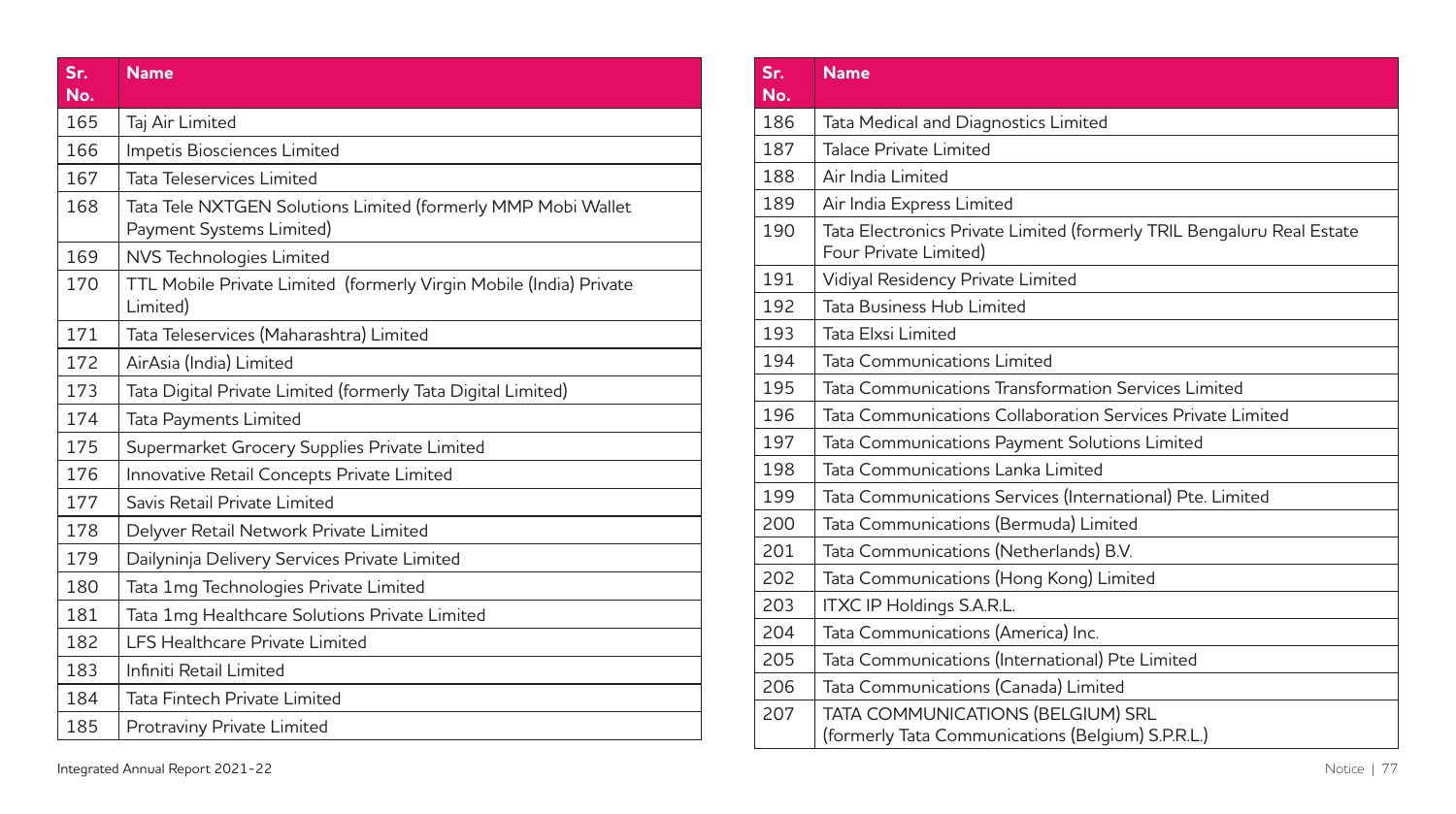| Sr. No. | Name |
|---|---|
| 165 | Taj Air Limited |
| 166 | Impetis Biosciences Limited |
| 167 | Tata Teleservices Limited |
| 168 | Tata Tele NXTGEN Solutions Limited (formerly MMP Mobi Wallet Payment Systems Limited) |
| 169 | NVS Technologies Limited |
| 170 | TTL Mobile Private Limited (formerly Virgin Mobile (India) Private Limited) |
| 171 | Tata Teleservices (Maharashtra) Limited |
| 172 | AirAsia (India) Limited |
| 173 | Tata Digital Private Limited (formerly Tata Digital Limited) |
| 174 | Tata Payments Limited |
| 175 | Supermarket Grocery Supplies Private Limited |
| 176 | Innovative Retail Concepts Private Limited |
| 177 | Savis Retail Private Limited |
| 178 | Delyver Retail Network Private Limited |
| 179 | Dailyninja Delivery Services Private Limited |
| 180 | Tata 1mg Technologies Private Limited |
| 181 | Tata 1mg Healthcare Solutions Private Limited |
| 182 | LFS Healthcare Private Limited |
| 183 | Infiniti Retail Limited |
| 184 | Tata Fintech Private Limited |
| 185 | Protraviny Private Limited |
| 186 | Tata Medical and Diagnostics Limited |
| 187 | Talace Private Limited |
| 188 | Air India Limited |
| 189 | Air India Express Limited |
| 190 | Tata Electronics Private Limited (formerly TRIL Bengaluru Real Estate Four Private Limited) |
| 191 | Vidiyal Residency Private Limited |
| 192 | Tata Business Hub Limited |
| 193 | Tata Elxsi Limited |
| 194 | Tata Communications Limited |
| 195 | Tata Communications Transformation Services Limited |
| 196 | Tata Communications Collaboration Services Private Limited |
| 197 | Tata Communications Payment Solutions Limited |
| 198 | Tata Communications Lanka Limited |
| 199 | Tata Communications Services (International) Pte. Limited |
| 200 | Tata Communications (Bermuda) Limited |
| 201 | Tata Communications (Netherlands) B.V. |
| 202 | Tata Communications (Hong Kong) Limited |
| 203 | ITXC IP Holdings S.A.R.L. |
| 204 | Tata Communications (America) Inc. |
| 205 | Tata Communications (International) Pte Limited |
| 206 | Tata Communications (Canada) Limited |
| 207 | TATA COMMUNICATIONS (BELGIUM) SRL (formerly Tata Communications (Belgium) S.P.R.L.) |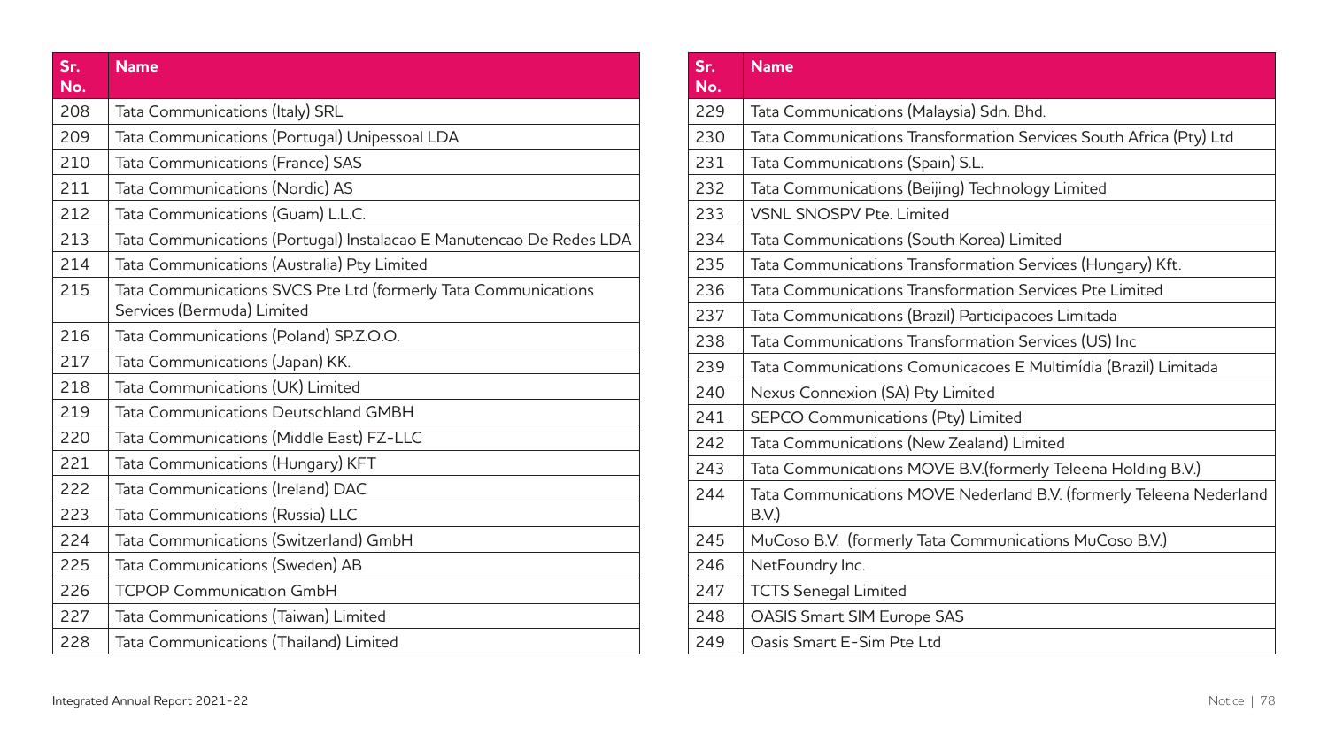| Sr. No. | Name |
|---|---|
| 208 | Tata Communications (Italy) SRL |
| 209 | Tata Communications (Portugal) Unipessoal LDA |
| 210 | Tata Communications (France) SAS |
| 211 | Tata Communications (Nordic) AS |
| 212 | Tata Communications (Guam) L.L.C. |
| 213 | Tata Communications (Portugal) Instalacao E Manutencao De Redes LDA |
| 214 | Tata Communications (Australia) Pty Limited |
| 215 | Tata Communications SVCS Pte Ltd (formerly Tata Communications Services (Bermuda) Limited |
| 216 | Tata Communications (Poland) SP.Z.O.O. |
| 217 | Tata Communications (Japan) KK. |
| 218 | Tata Communications (UK) Limited |
| 219 | Tata Communications Deutschland GMBH |
| 220 | Tata Communications (Middle East) FZ-LLC |
| 221 | Tata Communications (Hungary) KFT |
| 222 | Tata Communications (Ireland) DAC |
| 223 | Tata Communications (Russia) LLC |
| 224 | Tata Communications (Switzerland) GmbH |
| 225 | Tata Communications (Sweden) AB |
| 226 | TCPOP Communication GmbH |
| 227 | Tata Communications (Taiwan) Limited |
| 228 | Tata Communications (Thailand) Limited |
| 229 | Tata Communications (Malaysia) Sdn. Bhd. |
| 230 | Tata Communications Transformation Services South Africa (Pty) Ltd |
| 231 | Tata Communications (Spain) S.L. |
| 232 | Tata Communications (Beijing) Technology Limited |
| 233 | VSNL SNOSPV Pte. Limited |
| 234 | Tata Communications (South Korea) Limited |
| 235 | Tata Communications Transformation Services (Hungary) Kft. |
| 236 | Tata Communications Transformation Services Pte Limited |
| 237 | Tata Communications (Brazil) Participacoes Limitada |
| 238 | Tata Communications Transformation Services (US) Inc |
| 239 | Tata Communications Comunicacoes E Multimídia (Brazil) Limitada |
| 240 | Nexus Connexion (SA) Pty Limited |
| 241 | SEPCO Communications (Pty) Limited |
| 242 | Tata Communications (New Zealand) Limited |
| 243 | Tata Communications MOVE B.V.(formerly Teleena Holding B.V.) |
| 244 | Tata Communications MOVE Nederland B.V. (formerly Teleena Nederland B.V.) |
| 245 | MuCoso B.V. (formerly Tata Communications MuCoso B.V.) |
| 246 | NetFoundry Inc. |
| 247 | TCTS Senegal Limited |
| 248 | OASIS Smart SIM Europe SAS |
| 249 | Oasis Smart E-Sim Pte Ltd |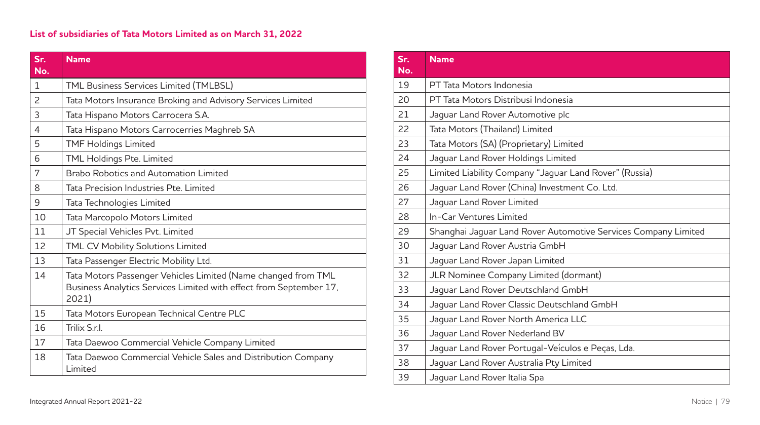**List of subsidiaries of Tata Motors Limited as on March 31, 2022**

| Sr. No. | Name |
|---|---|
| 1 | TML Business Services Limited (TMLBSL) |
| 2 | Tata Motors Insurance Broking and Advisory Services Limited |
| 3 | Tata Hispano Motors Carrocera S.A. |
| 4 | Tata Hispano Motors Carrocerries Maghreb SA |
| 5 | TMF Holdings Limited |
| 6 | TML Holdings Pte. Limited |
| 7 | Brabo Robotics and Automation Limited |
| 8 | Tata Precision Industries Pte. Limited |
| 9 | Tata Technologies Limited |
| 10 | Tata Marcopolo Motors Limited |
| 11 | JT Special Vehicles Pvt. Limited |
| 12 | TML CV Mobility Solutions Limited |
| 13 | Tata Passenger Electric Mobility Ltd. |
| 14 | Tata Motors Passenger Vehicles Limited (Name changed from TML Business Analytics Services Limited with effect from September 17, 2021) |
| 15 | Tata Motors European Technical Centre PLC |
| 16 | Trilix S.r.l. |
| 17 | Tata Daewoo Commercial Vehicle Company Limited |
| 18 | Tata Daewoo Commercial Vehicle Sales and Distribution Company Limited |
| 19 | PT Tata Motors Indonesia |
| 20 | PT Tata Motors Distribusi Indonesia |
| 21 | Jaguar Land Rover Automotive plc |
| 22 | Tata Motors (Thailand) Limited |
| 23 | Tata Motors (SA) (Proprietary) Limited |
| 24 | Jaguar Land Rover Holdings Limited |
| 25 | Limited Liability Company "Jaguar Land Rover" (Russia) |
| 26 | Jaguar Land Rover (China) Investment Co. Ltd. |
| 27 | Jaguar Land Rover Limited |
| 28 | In-Car Ventures Limited |
| 29 | Shanghai Jaguar Land Rover Automotive Services Company Limited |
| 30 | Jaguar Land Rover Austria GmbH |
| 31 | Jaguar Land Rover Japan Limited |
| 32 | JLR Nominee Company Limited (dormant) |
| 33 | Jaguar Land Rover Deutschland GmbH |
| 34 | Jaguar Land Rover Classic Deutschland GmbH |
| 35 | Jaguar Land Rover North America LLC |
| 36 | Jaguar Land Rover Nederland BV |
| 37 | Jaguar Land Rover Portugal-Veículos e Peças, Lda. |
| 38 | Jaguar Land Rover Australia Pty Limited |
| 39 | Jaguar Land Rover Italia Spa |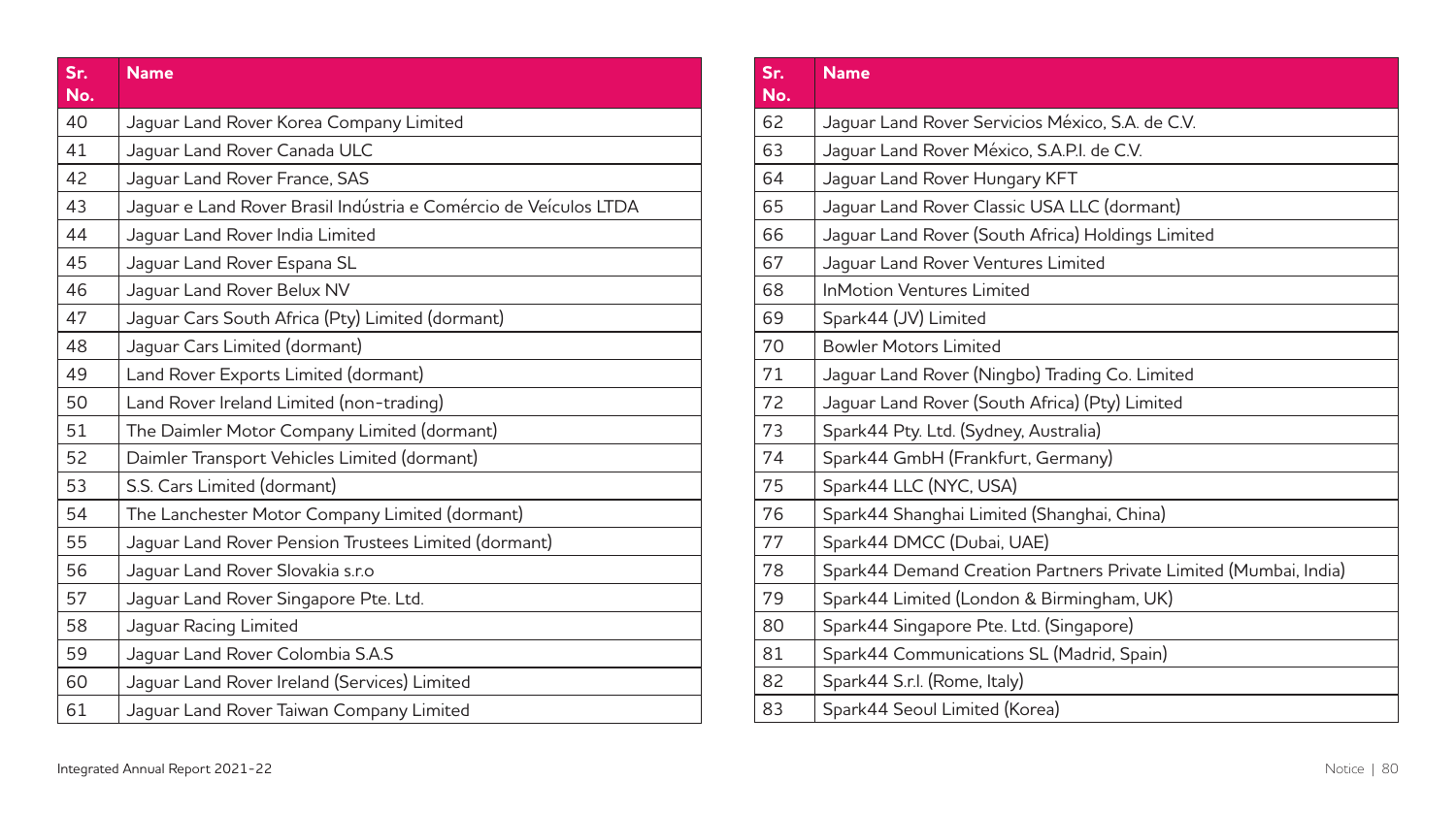| Sr. No. | Name |
|---|---|
| 40 | Jaguar Land Rover Korea Company Limited |
| 41 | Jaguar Land Rover Canada ULC |
| 42 | Jaguar Land Rover France, SAS |
| 43 | Jaguar e Land Rover Brasil Indústria e Comércio de Veículos LTDA |
| 44 | Jaguar Land Rover India Limited |
| 45 | Jaguar Land Rover Espana SL |
| 46 | Jaguar Land Rover Belux NV |
| 47 | Jaguar Cars South Africa (Pty) Limited (dormant) |
| 48 | Jaguar Cars Limited (dormant) |
| 49 | Land Rover Exports Limited (dormant) |
| 50 | Land Rover Ireland Limited (non-trading) |
| 51 | The Daimler Motor Company Limited (dormant) |
| 52 | Daimler Transport Vehicles Limited (dormant) |
| 53 | S.S. Cars Limited (dormant) |
| 54 | The Lanchester Motor Company Limited (dormant) |
| 55 | Jaguar Land Rover Pension Trustees Limited (dormant) |
| 56 | Jaguar Land Rover Slovakia s.r.o |
| 57 | Jaguar Land Rover Singapore Pte. Ltd. |
| 58 | Jaguar Racing Limited |
| 59 | Jaguar Land Rover Colombia S.A.S |
| 60 | Jaguar Land Rover Ireland (Services) Limited |
| 61 | Jaguar Land Rover Taiwan Company Limited |
| 62 | Jaguar Land Rover Servicios México, S.A. de C.V. |
| 63 | Jaguar Land Rover México, S.A.P.I. de C.V. |
| 64 | Jaguar Land Rover Hungary KFT |
| 65 | Jaguar Land Rover Classic USA LLC (dormant) |
| 66 | Jaguar Land Rover (South Africa) Holdings Limited |
| 67 | Jaguar Land Rover Ventures Limited |
| 68 | InMotion Ventures Limited |
| 69 | Spark44 (JV) Limited |
| 70 | Bowler Motors Limited |
| 71 | Jaguar Land Rover (Ningbo) Trading Co. Limited |
| 72 | Jaguar Land Rover (South Africa) (Pty) Limited |
| 73 | Spark44 Pty. Ltd. (Sydney, Australia) |
| 74 | Spark44 GmbH (Frankfurt, Germany) |
| 75 | Spark44 LLC (NYC, USA) |
| 76 | Spark44 Shanghai Limited (Shanghai, China) |
| 77 | Spark44 DMCC (Dubai, UAE) |
| 78 | Spark44 Demand Creation Partners Private Limited (Mumbai, India) |
| 79 | Spark44 Limited (London & Birmingham, UK) |
| 80 | Spark44 Singapore Pte. Ltd. (Singapore) |
| 81 | Spark44 Communications SL (Madrid, Spain) |
| 82 | Spark44 S.r.l. (Rome, Italy) |
| 83 | Spark44 Seoul Limited (Korea) |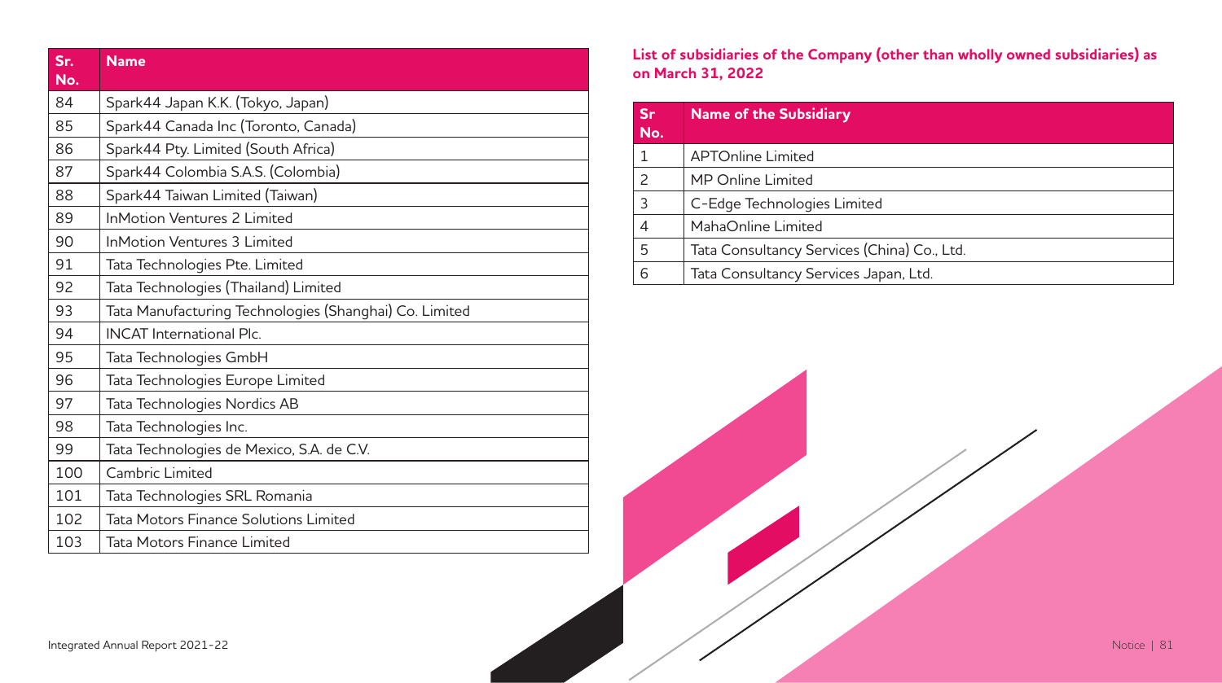| Sr. No. | Name |
|---|---|
| 84 | Spark44 Japan K.K. (Tokyo, Japan) |
| 85 | Spark44 Canada Inc (Toronto, Canada) |
| 86 | Spark44 Pty. Limited (South Africa) |
| 87 | Spark44 Colombia S.A.S. (Colombia) |
| 88 | Spark44 Taiwan Limited (Taiwan) |
| 89 | InMotion Ventures 2 Limited |
| 90 | InMotion Ventures 3 Limited |
| 91 | Tata Technologies Pte. Limited |
| 92 | Tata Technologies (Thailand) Limited |
| 93 | Tata Manufacturing Technologies (Shanghai) Co. Limited |
| 94 | INCAT International Plc. |
| 95 | Tata Technologies GmbH |
| 96 | Tata Technologies Europe Limited |
| 97 | Tata Technologies Nordics AB |
| 98 | Tata Technologies Inc. |
| 99 | Tata Technologies de Mexico, S.A. de C.V. |
| 100 | Cambric Limited |
| 101 | Tata Technologies SRL Romania |
| 102 | Tata Motors Finance Solutions Limited |
| 103 | Tata Motors Finance Limited |

**List of subsidiaries of the Company (other than wholly owned subsidiaries) as on March 31, 2022**

| Sr No. | Name of the Subsidiary |
|---|---|
| 1 | APTOnline Limited |
| 2 | MP Online Limited |
| 3 | C-Edge Technologies Limited |
| 4 | MahaOnline Limited |
| 5 | Tata Consultancy Services (China) Co., Ltd. |
| 6 | Tata Consultancy Services Japan, Ltd. |